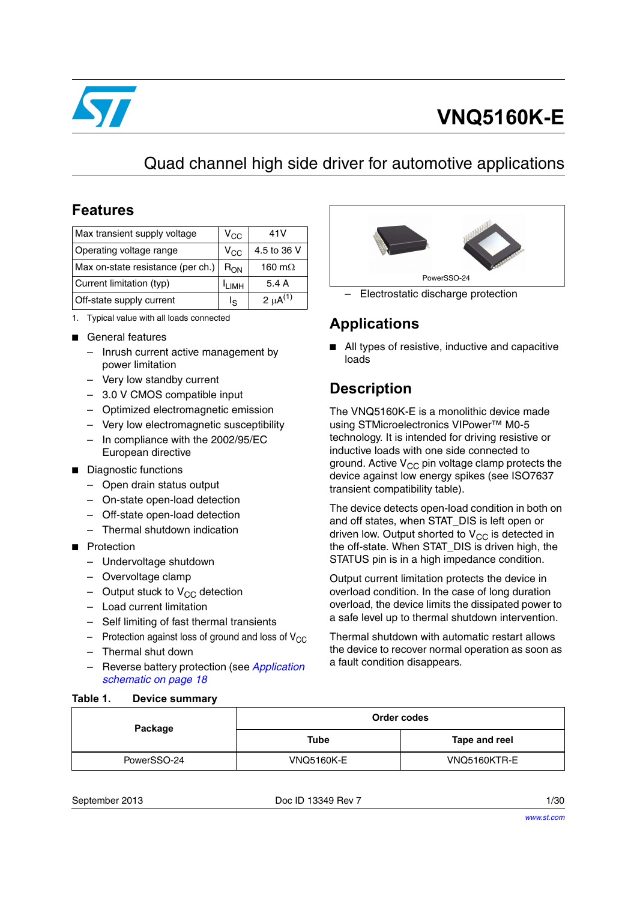# VNQ5160K-E

## Quad channel high side driver for automotive applications

## Features

| Max transient supply voltage | $V_{CC}$ | 41V |
|---|---|---|
| Operating voltage range | $V_{CC}$ | 4.5 to 36 V |
| Max on-state resistance (per ch.) | $R_{ON}$ | 160 mΩ |
| Current limitation (typ) | $I_{LIMH}$ | 5.4 A |
| Off-state supply current | $I_S$ | 2 μA[1] |

1. Typical value with all loads connected

- General features
  - Inrush current active management by power limitation
  - Very low standby current
  - 3.0 V CMOS compatible input
  - Optimized electromagnetic emission
  - Very low electromagnetic susceptibility
  - In compliance with the 2002/95/EC European directive
- Diagnostic functions
  - Open drain status output
  - On-state open-load detection
  - Off-state open-load detection
  - Thermal shutdown indication
- Protection
  - Undervoltage shutdown
  - Overvoltage clamp
  - Output stuck to $V_{CC}$ detection
  - Load current limitation
  - Self limiting of fast thermal transients
  - Protection against loss of ground and loss of $V_{CC}$
  - Thermal shut down
  - Reverse battery protection (see *Application schematic on page 18*)
  - Electrostatic discharge protection

PowerSSO-24

## Applications

- All types of resistive, inductive and capacitive loads

## Description

The VNQ5160K-E is a monolithic device made using STMicroelectronics VIPower™ M0-5 technology. It is intended for driving resistive or inductive loads with one side connected to ground. Active $V_{CC}$ pin voltage clamp protects the device against low energy spikes (see ISO7637 transient compatibility table).

The device detects open-load condition in both on and off states, when STAT_DIS is left open or driven low. Output shorted to $V_{CC}$ is detected in the off-state. When STAT_DIS is driven high, the STATUS pin is in a high impedance condition.

Output current limitation protects the device in overload condition. In the case of long duration overload, the device limits the dissipated power to a safe level up to thermal shutdown intervention.

Thermal shutdown with automatic restart allows the device to recover normal operation as soon as a fault condition disappears.

**Table 1. Device summary**

| Package | Order codes | |
|---|---|---|
| | Tube | Tape and reel |
| PowerSSO-24 | VNQ5160K-E | VNQ5160KTR-E |

September 2013 Doc ID 13349 Rev 7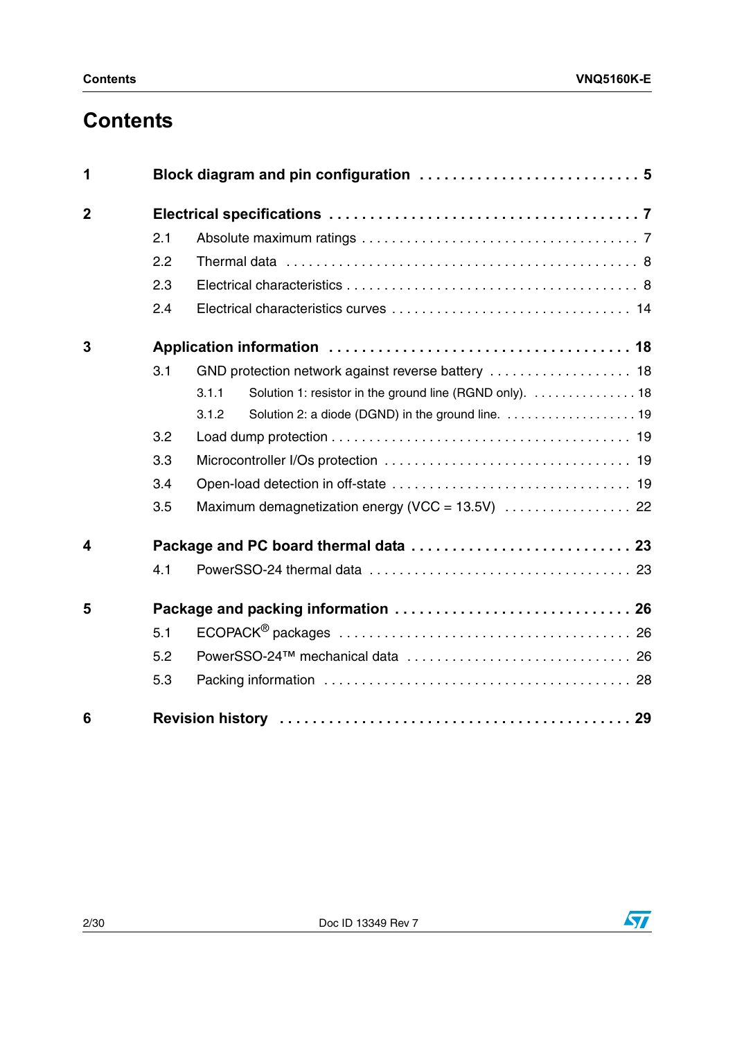# Contents

**1 Block diagram and pin configuration . . . . . . . . . . . . . . . . . . . . . . . . . . 5**

**2 Electrical specifications . . . . . . . . . . . . . . . . . . . . . . . . . . . . . . . . . . . . . 7**

2.1 Absolute maximum ratings . . . . . . . . . . . . . . . . . . . . . . . . . . . . . . . . . . . 7

2.2 Thermal data . . . . . . . . . . . . . . . . . . . . . . . . . . . . . . . . . . . . . . . . . . . . . 8

2.3 Electrical characteristics . . . . . . . . . . . . . . . . . . . . . . . . . . . . . . . . . . . . . 8

2.4 Electrical characteristics curves . . . . . . . . . . . . . . . . . . . . . . . . . . . . . . . 14

**3 Application information . . . . . . . . . . . . . . . . . . . . . . . . . . . . . . . . . . . . 18**

3.1 GND protection network against reverse battery . . . . . . . . . . . . . . . . . . . 18

3.1.1 Solution 1: resistor in the ground line (RGND only). . . . . . . . . . . . . . . 18

3.1.2 Solution 2: a diode (DGND) in the ground line. . . . . . . . . . . . . . . . . . . 19

3.2 Load dump protection . . . . . . . . . . . . . . . . . . . . . . . . . . . . . . . . . . . . . . 19

3.3 Microcontroller I/Os protection . . . . . . . . . . . . . . . . . . . . . . . . . . . . . . . . 19

3.4 Open-load detection in off-state . . . . . . . . . . . . . . . . . . . . . . . . . . . . . . . 19

3.5 Maximum demagnetization energy (VCC = 13.5V) . . . . . . . . . . . . . . . . . 22

**4 Package and PC board thermal data . . . . . . . . . . . . . . . . . . . . . . . . . . 23**

4.1 PowerSSO-24 thermal data . . . . . . . . . . . . . . . . . . . . . . . . . . . . . . . . . . 23

**5 Package and packing information . . . . . . . . . . . . . . . . . . . . . . . . . . . . 26**

5.1 ECOPACK® packages . . . . . . . . . . . . . . . . . . . . . . . . . . . . . . . . . . . . . . 26

5.2 PowerSSO-24™ mechanical data . . . . . . . . . . . . . . . . . . . . . . . . . . . . . 26

5.3 Packing information . . . . . . . . . . . . . . . . . . . . . . . . . . . . . . . . . . . . . . . . 28

**6 Revision history . . . . . . . . . . . . . . . . . . . . . . . . . . . . . . . . . . . . . . . . . . 29**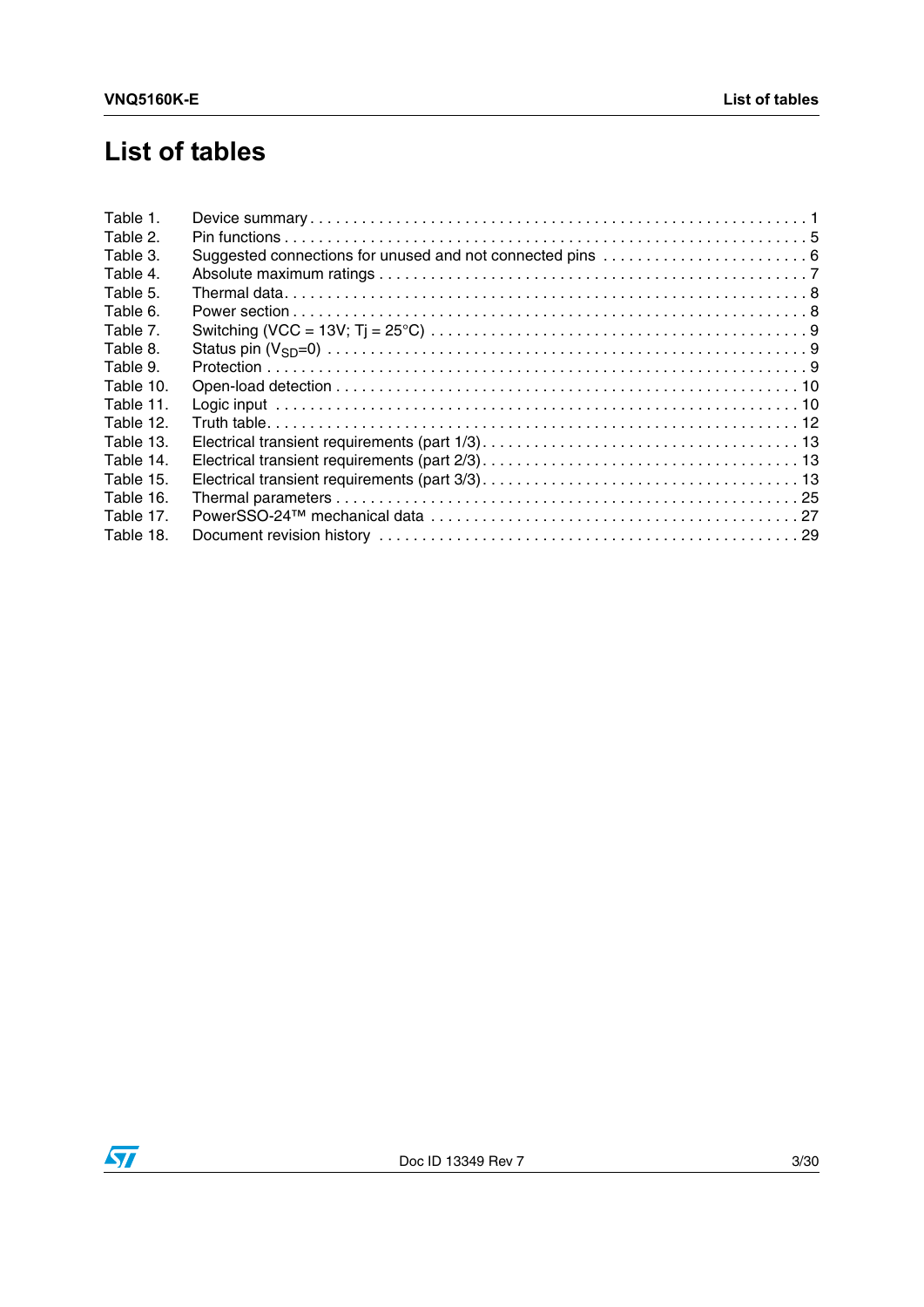# List of tables

| | | |
|---|---|---|
| Table 1. | Device summary | 1 |
| Table 2. | Pin functions | 5 |
| Table 3. | Suggested connections for unused and not connected pins | 6 |
| Table 4. | Absolute maximum ratings | 7 |
| Table 5. | Thermal data | 8 |
| Table 6. | Power section | 8 |
| Table 7. | Switching (VCC = 13V; Tj = 25°C) | 9 |
| Table 8. | Status pin ($V_{SD}$=0) | 9 |
| Table 9. | Protection | 9 |
| Table 10. | Open-load detection | 10 |
| Table 11. | Logic input | 10 |
| Table 12. | Truth table | 12 |
| Table 13. | Electrical transient requirements (part 1/3) | 13 |
| Table 14. | Electrical transient requirements (part 2/3) | 13 |
| Table 15. | Electrical transient requirements (part 3/3) | 13 |
| Table 16. | Thermal parameters | 25 |
| Table 17. | PowerSSO-24™ mechanical data | 27 |
| Table 18. | Document revision history | 29 |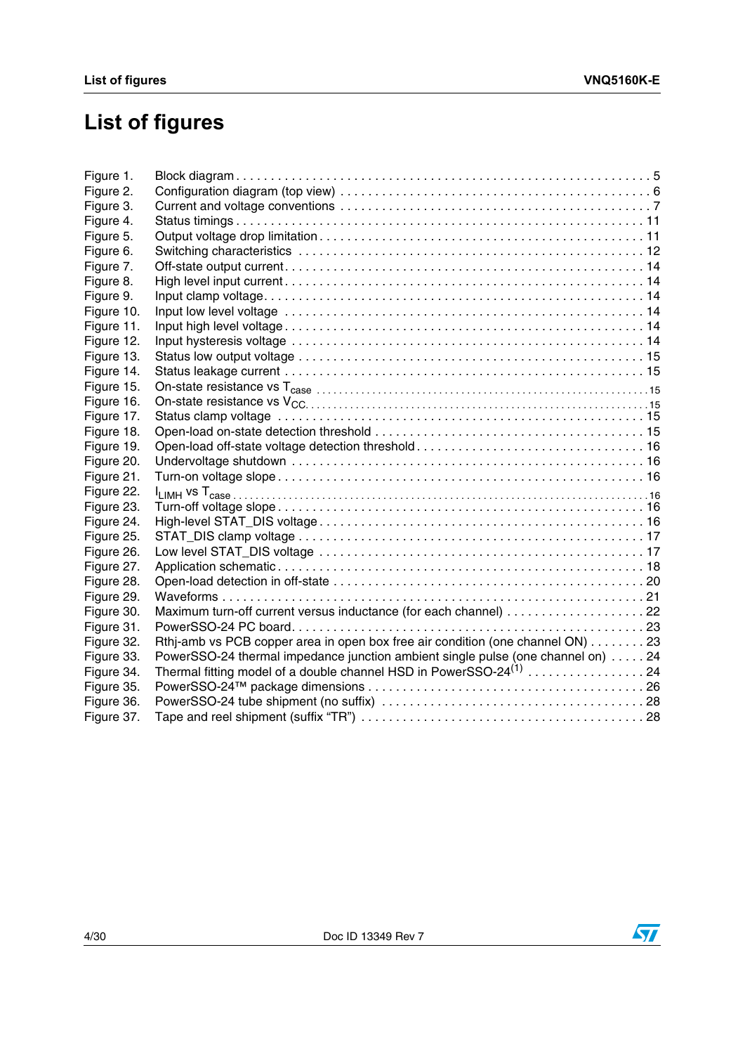# List of figures

Figure 1. Block diagram . . . . . . . . . . . . . . . . . . . . . . . . . . . . . . . . . . . . . . . . . . . . . . . . . . . . . . . . . . . . 5
Figure 2. Configuration diagram (top view) . . . . . . . . . . . . . . . . . . . . . . . . . . . . . . . . . . . . . . . . . . 6
Figure 3. Current and voltage conventions . . . . . . . . . . . . . . . . . . . . . . . . . . . . . . . . . . . . . . . . . . 7
Figure 4. Status timings . . . . . . . . . . . . . . . . . . . . . . . . . . . . . . . . . . . . . . . . . . . . . . . . . . . . . . . . 11
Figure 5. Output voltage drop limitation . . . . . . . . . . . . . . . . . . . . . . . . . . . . . . . . . . . . . . . . . . . . 11
Figure 6. Switching characteristics . . . . . . . . . . . . . . . . . . . . . . . . . . . . . . . . . . . . . . . . . . . . . . . 12
Figure 7. Off-state output current . . . . . . . . . . . . . . . . . . . . . . . . . . . . . . . . . . . . . . . . . . . . . . . . 14
Figure 8. High level input current . . . . . . . . . . . . . . . . . . . . . . . . . . . . . . . . . . . . . . . . . . . . . . . . 14
Figure 9. Input clamp voltage . . . . . . . . . . . . . . . . . . . . . . . . . . . . . . . . . . . . . . . . . . . . . . . . . . . 14
Figure 10. Input low level voltage . . . . . . . . . . . . . . . . . . . . . . . . . . . . . . . . . . . . . . . . . . . . . . . . 14
Figure 11. Input high level voltage . . . . . . . . . . . . . . . . . . . . . . . . . . . . . . . . . . . . . . . . . . . . . . . . 14
Figure 12. Input hysteresis voltage . . . . . . . . . . . . . . . . . . . . . . . . . . . . . . . . . . . . . . . . . . . . . . . 14
Figure 13. Status low output voltage . . . . . . . . . . . . . . . . . . . . . . . . . . . . . . . . . . . . . . . . . . . . . . 15
Figure 14. Status leakage current . . . . . . . . . . . . . . . . . . . . . . . . . . . . . . . . . . . . . . . . . . . . . . . . 15
Figure 15. On-state resistance vs $T_{case}$ . . . . . . . . . . . . . . . . . . . . . . . . . . . . . . . . . . . . . . . . . . . 15
Figure 16. On-state resistance vs $V_{CC}$. . . . . . . . . . . . . . . . . . . . . . . . . . . . . . . . . . . . . . . . . . . . 15
Figure 17. Status clamp voltage . . . . . . . . . . . . . . . . . . . . . . . . . . . . . . . . . . . . . . . . . . . . . . . . . 15
Figure 18. Open-load on-state detection threshold . . . . . . . . . . . . . . . . . . . . . . . . . . . . . . . . . . . . 15
Figure 19. Open-load off-state voltage detection threshold . . . . . . . . . . . . . . . . . . . . . . . . . . . . . . 16
Figure 20. Undervoltage shutdown . . . . . . . . . . . . . . . . . . . . . . . . . . . . . . . . . . . . . . . . . . . . . . . 16
Figure 21. Turn-on voltage slope . . . . . . . . . . . . . . . . . . . . . . . . . . . . . . . . . . . . . . . . . . . . . . . . . 16
Figure 22. $I_{LIMH}$ vs $T_{case}$ . . . . . . . . . . . . . . . . . . . . . . . . . . . . . . . . . . . . . . . . . . . . . . . . . . . . . 16
Figure 23. Turn-off voltage slope . . . . . . . . . . . . . . . . . . . . . . . . . . . . . . . . . . . . . . . . . . . . . . . . . 16
Figure 24. High-level STAT_DIS voltage . . . . . . . . . . . . . . . . . . . . . . . . . . . . . . . . . . . . . . . . . . . 16
Figure 25. STAT_DIS clamp voltage . . . . . . . . . . . . . . . . . . . . . . . . . . . . . . . . . . . . . . . . . . . . . . 17
Figure 26. Low level STAT_DIS voltage . . . . . . . . . . . . . . . . . . . . . . . . . . . . . . . . . . . . . . . . . . . . 17
Figure 27. Application schematic . . . . . . . . . . . . . . . . . . . . . . . . . . . . . . . . . . . . . . . . . . . . . . . . 18
Figure 28. Open-load detection in off-state . . . . . . . . . . . . . . . . . . . . . . . . . . . . . . . . . . . . . . . . . 20
Figure 29. Waveforms . . . . . . . . . . . . . . . . . . . . . . . . . . . . . . . . . . . . . . . . . . . . . . . . . . . . . . . . 21
Figure 30. Maximum turn-off current versus inductance (for each channel) . . . . . . . . . . . . . . . . . . . . 22
Figure 31. PowerSSO-24 PC board. . . . . . . . . . . . . . . . . . . . . . . . . . . . . . . . . . . . . . . . . . . . . . . 23
Figure 32. Rthj-amb vs PCB copper area in open box free air condition (one channel ON) . . . . . . . . 23
Figure 33. PowerSSO-24 thermal impedance junction ambient single pulse (one channel on) . . . . . 24
Figure 34. Thermal fitting model of a double channel HSD in PowerSSO-24[1] . . . . . . . . . . . . . . . . . 24
Figure 35. PowerSSO-24™ package dimensions . . . . . . . . . . . . . . . . . . . . . . . . . . . . . . . . . . . . . 26
Figure 36. PowerSSO-24 tube shipment (no suffix) . . . . . . . . . . . . . . . . . . . . . . . . . . . . . . . . . . . 28
Figure 37. Tape and reel shipment (suffix “TR”) . . . . . . . . . . . . . . . . . . . . . . . . . . . . . . . . . . . . . . 28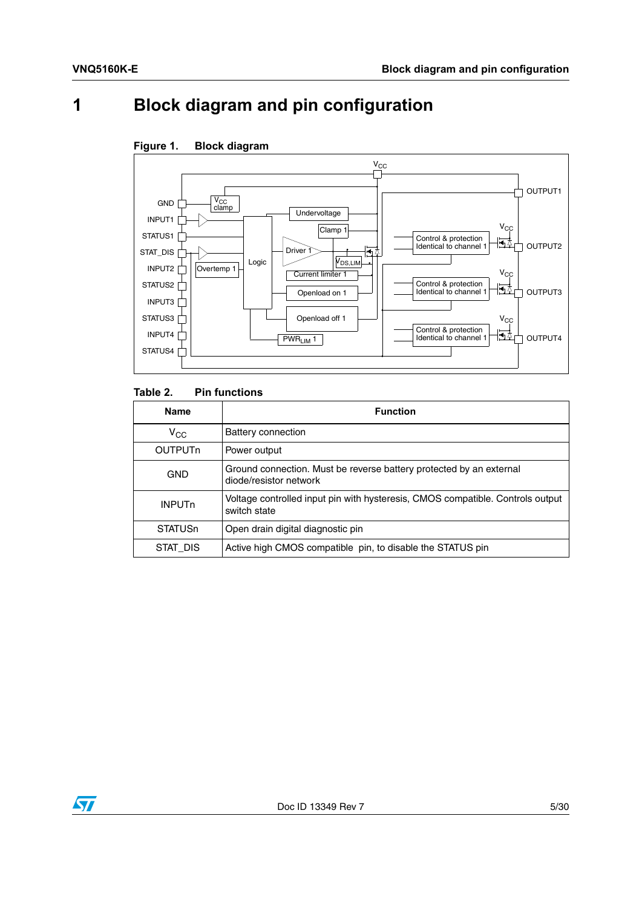# 1 Block diagram and pin configuration

**Figure 1. Block diagram**

**Table 2. Pin functions**

| Name | Function |
|---|---|
| $V_{CC}$ | Battery connection |
| OUTPUTn | Power output |
| GND | Ground connection. Must be reverse battery protected by an external diode/resistor network |
| INPUTn | Voltage controlled input pin with hysteresis, CMOS compatible. Controls output switch state |
| STATUSn | Open drain digital diagnostic pin |
| STAT_DIS | Active high CMOS compatible pin, to disable the STATUS pin |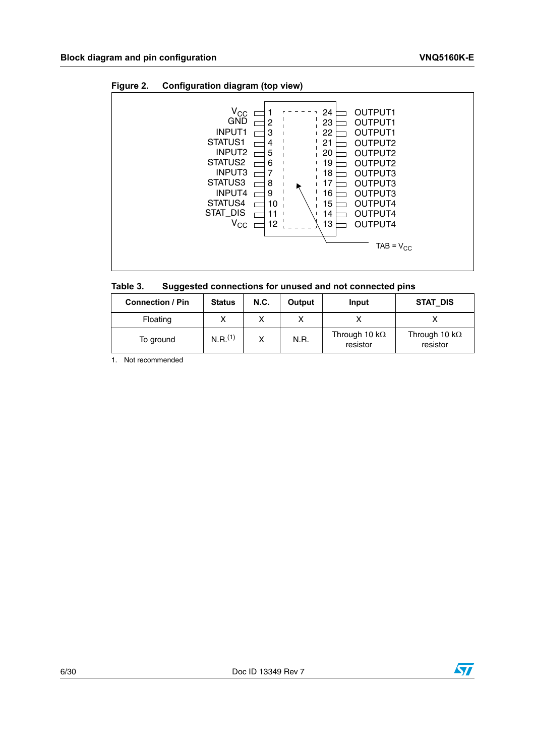**Figure 2. Configuration diagram (top view)**

| Pin | Name | Pin | Name |
|---|---|---|---|
| 1 | $V_{CC}$ | 24 | OUTPUT1 |
| 2 | GND | 23 | OUTPUT1 |
| 3 | INPUT1 | 22 | OUTPUT1 |
| 4 | STATUS1 | 21 | OUTPUT2 |
| 5 | INPUT2 | 20 | OUTPUT2 |
| 6 | STATUS2 | 19 | OUTPUT2 |
| 7 | INPUT3 | 18 | OUTPUT3 |
| 8 | STATUS3 | 17 | OUTPUT3 |
| 9 | INPUT4 | 16 | OUTPUT3 |
| 10 | STATUS4 | 15 | OUTPUT4 |
| 11 | STAT_DIS | 14 | OUTPUT4 |
| 12 | $V_{CC}$ | 13 | OUTPUT4 |

TAB = $V_{CC}$

**Table 3. Suggested connections for unused and not connected pins**

| Connection / Pin | Status | N.C. | Output | Input | STAT_DIS |
|---|---|---|---|---|---|
| Floating | X | X | X | X | X |
| To ground | N.R.[1] | X | N.R. | Through 10 kΩ resistor | Through 10 kΩ resistor |

1. Not recommended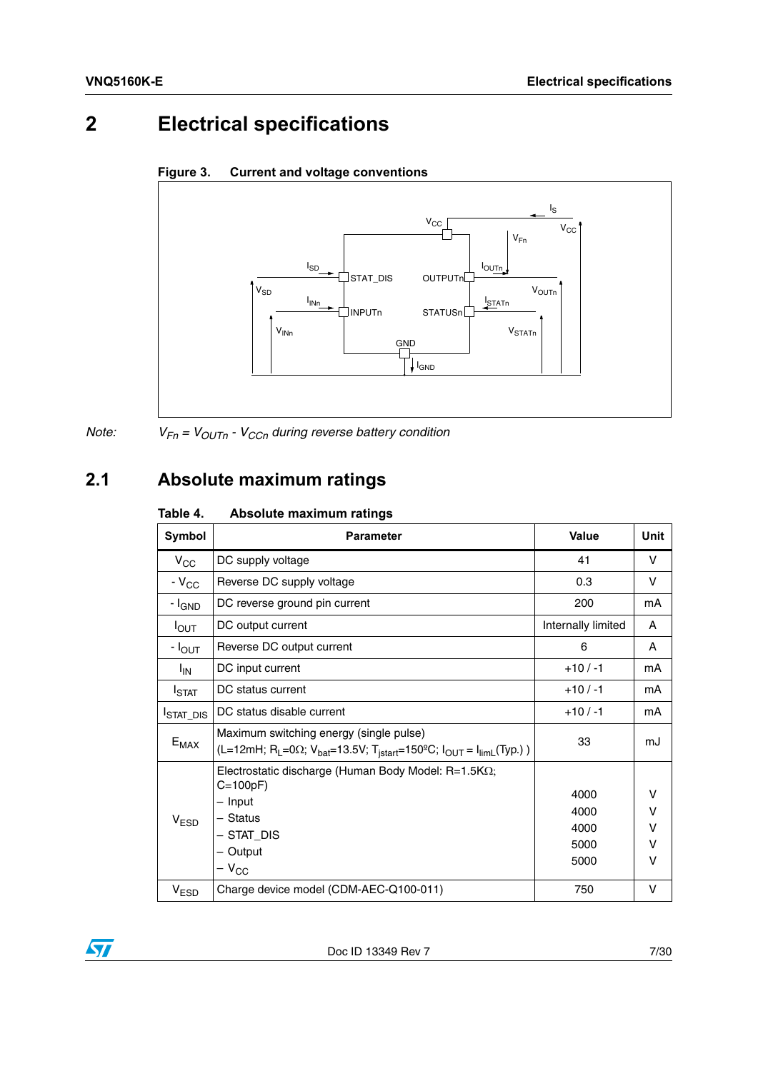# 2 Electrical specifications

**Figure 3. Current and voltage conventions**

*Note:* $V_{Fn} = V_{OUTn} - V_{CCn}$ *during reverse battery condition*

## 2.1 Absolute maximum ratings

**Table 4. Absolute maximum ratings**

| Symbol | Parameter | Value | Unit |
|---|---|---|---|
| $V_{CC}$ | DC supply voltage | 41 | V |
| $-V_{CC}$ | Reverse DC supply voltage | 0.3 | V |
| $-I_{GND}$ | DC reverse ground pin current | 200 | mA |
| $I_{OUT}$ | DC output current | Internally limited | A |
| $-I_{OUT}$ | Reverse DC output current | 6 | A |
| $I_{IN}$ | DC input current | +10 / -1 | mA |
| $I_{STAT}$ | DC status current | +10 / -1 | mA |
| $I_{STAT\_DIS}$ | DC status disable current | +10 / -1 | mA |
| $E_{MAX}$ | Maximum switching energy (single pulse) ($L$=12mH; $R_L$=0Ω; $V_{bat}$=13.5V; $T_{jstart}$=150ºC; $I_{OUT} = I_{limL}$(Typ.) ) | 33 | mJ |
| $V_{ESD}$ | Electrostatic discharge (Human Body Model: R=1.5KΩ; C=100pF)<br>– Input<br>– Status<br>– STAT_DIS<br>– Output<br>– $V_{CC}$ | <br><br>4000<br>4000<br>4000<br>5000<br>5000 | <br><br>V<br>V<br>V<br>V<br>V |
| $V_{ESD}$ | Charge device model (CDM-AEC-Q100-011) | 750 | V |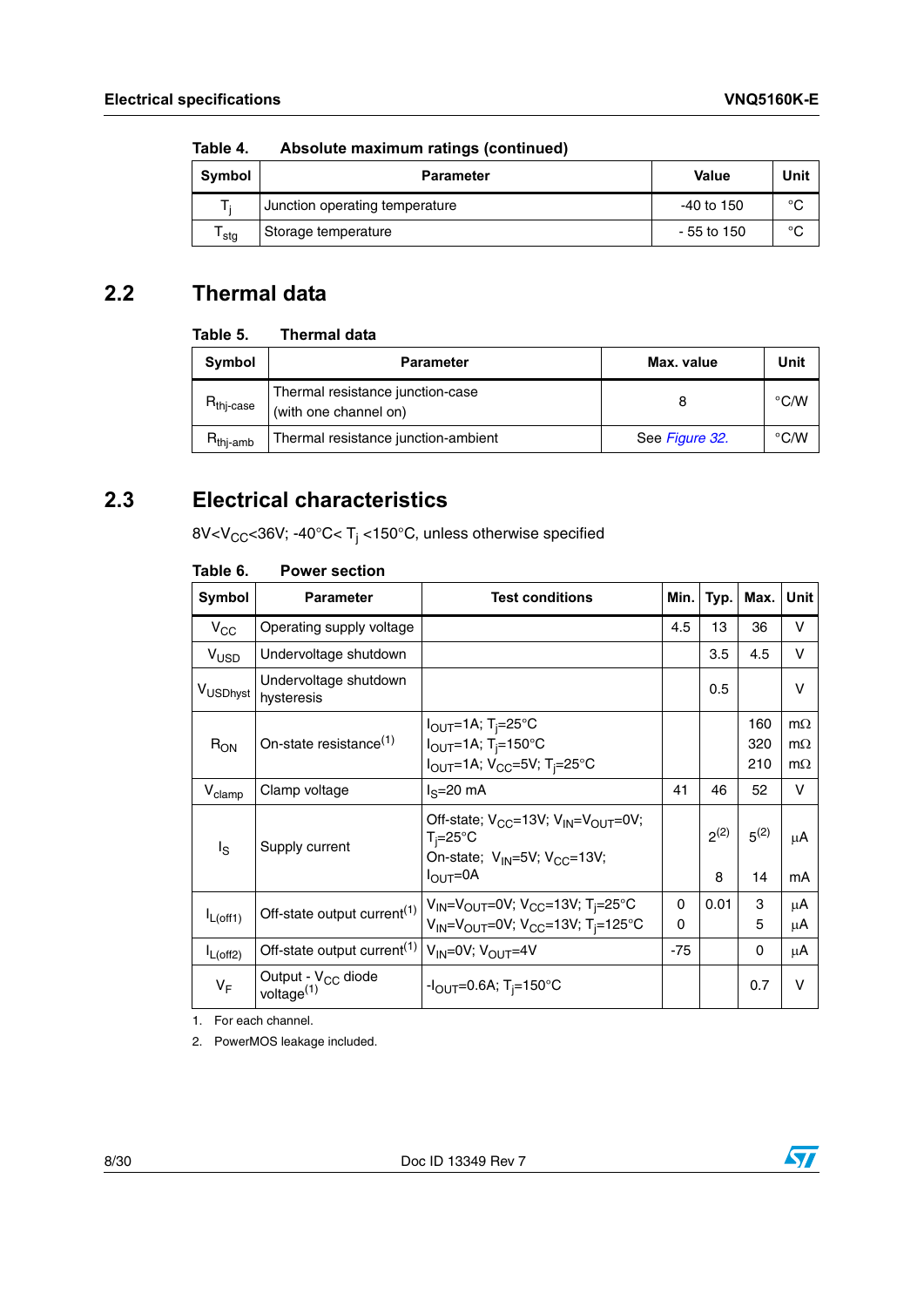**Table 4. Absolute maximum ratings (continued)**

| Symbol | Parameter | Value | Unit |
|---|---|---|---|
| $T_j$ | Junction operating temperature | -40 to 150 | °C |
| $T_{stg}$ | Storage temperature | - 55 to 150 | °C |

## 2.2 Thermal data

**Table 5. Thermal data**

| Symbol | Parameter | Max. value | Unit |
|---|---|---|---|
| $R_{thj\text{-}case}$ | Thermal resistance junction-case (with one channel on) | 8 | °C/W |
| $R_{thj\text{-}amb}$ | Thermal resistance junction-ambient | See *Figure 32.* | °C/W |

## 2.3 Electrical characteristics

8V<$V_{CC}$<36V; -40°C< $T_j$ <150°C, unless otherwise specified

**Table 6. Power section**

| Symbol | Parameter | Test conditions | Min. | Typ. | Max. | Unit |
|---|---|---|---|---|---|---|
| $V_{CC}$ | Operating supply voltage | | 4.5 | 13 | 36 | V |
| $V_{USD}$ | Undervoltage shutdown | | | 3.5 | 4.5 | V |
| $V_{USDhyst}$ | Undervoltage shutdown hysteresis | | | 0.5 | | V |
| $R_{ON}$ | On-state resistance[1] | $I_{OUT}$=1A; $T_j$=25°C<br>$I_{OUT}$=1A; $T_j$=150°C<br>$I_{OUT}$=1A; $V_{CC}$=5V; $T_j$=25°C | | | 160<br>320<br>210 | mΩ<br>mΩ<br>mΩ |
| $V_{clamp}$ | Clamp voltage | $I_S$=20 mA | 41 | 46 | 52 | V |
| $I_S$ | Supply current | Off-state; $V_{CC}$=13V; $V_{IN}$=$V_{OUT}$=0V; $T_j$=25°C<br>On-state; $V_{IN}$=5V; $V_{CC}$=13V; $I_{OUT}$=0A | | 2[2]<br>8 | 5[2]<br>14 | µA<br>mA |
| $I_{L(off1)}$ | Off-state output current[1] | $V_{IN}$=$V_{OUT}$=0V; $V_{CC}$=13V; $T_j$=25°C<br>$V_{IN}$=$V_{OUT}$=0V; $V_{CC}$=13V; $T_j$=125°C | 0<br>0 | 0.01 | 3<br>5 | µA<br>µA |
| $I_{L(off2)}$ | Off-state output current[1] | $V_{IN}$=0V; $V_{OUT}$=4V | -75 | | 0 | µA |
| $V_F$ | Output - $V_{CC}$ diode voltage[1] | -$I_{OUT}$=0.6A; $T_j$=150°C | | | 0.7 | V |

1. For each channel.
2. PowerMOS leakage included.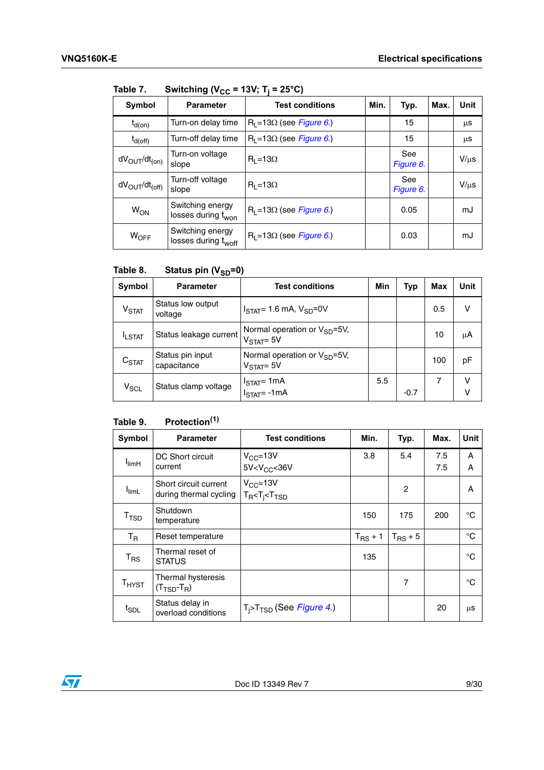Table 7. Switching ($V_{CC}$ = 13V; $T_j$ = 25°C)

| Symbol | Parameter | Test conditions | Min. | Typ. | Max. | Unit |
|---|---|---|---|---|---|---|
| $t_{d(on)}$ | Turn-on delay time | $R_L$=13Ω (see *Figure 6.*) | | 15 | | µs |
| $t_{d(off)}$ | Turn-off delay time | $R_L$=13Ω (see *Figure 6.*) | | 15 | | µs |
| $dV_{OUT}/dt_{(on)}$ | Turn-on voltage slope | $R_L$=13Ω | | See *Figure 6.* | | V/µs |
| $dV_{OUT}/dt_{(off)}$ | Turn-off voltage slope | $R_L$=13Ω | | See *Figure 6.* | | V/µs |
| $W_{ON}$ | Switching energy losses during $t_{won}$ | $R_L$=13Ω (see *Figure 6.*) | | 0.05 | | mJ |
| $W_{OFF}$ | Switching energy losses during $t_{woff}$ | $R_L$=13Ω (see *Figure 6.*) | | 0.03 | | mJ |

Table 8. Status pin ($V_{SD}$=0)

| Symbol | Parameter | Test conditions | Min | Typ | Max | Unit |
|---|---|---|---|---|---|---|
| $V_{STAT}$ | Status low output voltage | $I_{STAT}$= 1.6 mA, $V_{SD}$=0V | | | 0.5 | V |
| $I_{LSTAT}$ | Status leakage current | Normal operation or $V_{SD}$=5V, $V_{STAT}$= 5V | | | 10 | µA |
| $C_{STAT}$ | Status pin input capacitance | Normal operation or $V_{SD}$=5V, $V_{STAT}$= 5V | | | 100 | pF |
| $V_{SCL}$ | Status clamp voltage | $I_{STAT}$= 1mA<br>$I_{STAT}$= -1mA | 5.5 | <br>-0.7 | 7 | V<br>V |

Table 9. Protection(1)

| Symbol | Parameter | Test conditions | Min. | Typ. | Max. | Unit |
|---|---|---|---|---|---|---|
| $I_{limH}$ | DC Short circuit current | $V_{CC}$=13V<br>5V<$V_{CC}$<36V | 3.8 | 5.4 | 7.5<br>7.5 | A<br>A |
| $I_{limL}$ | Short circuit current during thermal cycling | $V_{CC}$=13V<br>$T_R$<$T_j$<$T_{TSD}$ | | 2 | | A |
| $T_{TSD}$ | Shutdown temperature | | 150 | 175 | 200 | °C |
| $T_R$ | Reset temperature | | $T_{RS}$ + 1 | $T_{RS}$ + 5 | | °C |
| $T_{RS}$ | Thermal reset of STATUS | | 135 | | | °C |
| $T_{HYST}$ | Thermal hysteresis ($T_{TSD}$-$T_R$) | | | 7 | | °C |
| $t_{SDL}$ | Status delay in overload conditions | $T_j$>$T_{TSD}$ (See *Figure 4.*) | | | 20 | µs |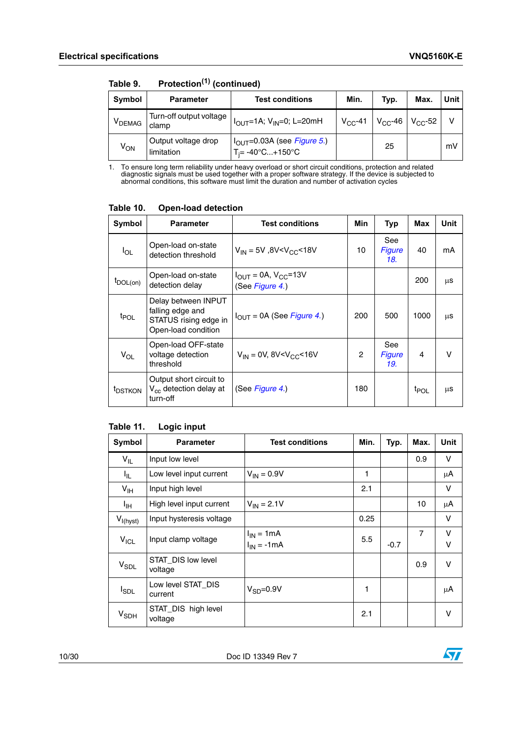Table 9. Protection[(1)] (continued)

| Symbol | Parameter | Test conditions | Min. | Typ. | Max. | Unit |
|---|---|---|---|---|---|---|
| $V_{DEMAG}$ | Turn-off output voltage clamp | $I_{OUT}$=1A; $V_{IN}$=0; L=20mH | $V_{CC}$-41 | $V_{CC}$-46 | $V_{CC}$-52 | V |
| $V_{ON}$ | Output voltage drop limitation | $I_{OUT}$=0.03A (see *Figure 5.*) $T_j$= -40°C...+150°C | | 25 | | mV |

1. To ensure long term reliability under heavy overload or short circuit conditions, protection and related diagnostic signals must be used together with a proper software strategy. If the device is subjected to abnormal conditions, this software must limit the duration and number of activation cycles

Table 10. Open-load detection

| Symbol | Parameter | Test conditions | Min | Typ | Max | Unit |
|---|---|---|---|---|---|---|
| $I_{OL}$ | Open-load on-state detection threshold | $V_{IN}$ = 5V ,8V<$V_{CC}$<18V | 10 | See *Figure 18.* | 40 | mA |
| $t_{DOL(on)}$ | Open-load on-state detection delay | $I_{OUT}$ = 0A, $V_{CC}$=13V (See *Figure 4.*) | | | 200 | µs |
| $t_{POL}$ | Delay between INPUT falling edge and STATUS rising edge in Open-load condition | $I_{OUT}$ = 0A (See *Figure 4.*) | 200 | 500 | 1000 | µs |
| $V_{OL}$ | Open-load OFF-state voltage detection threshold | $V_{IN}$ = 0V, 8V<$V_{CC}$<16V | 2 | See *Figure 19.* | 4 | V |
| $t_{DSTKON}$ | Output short circuit to $V_{cc}$ detection delay at turn-off | (See *Figure 4.*) | 180 | | $t_{POL}$ | µs |

Table 11. Logic input

| Symbol | Parameter | Test conditions | Min. | Typ. | Max. | Unit |
|---|---|---|---|---|---|---|
| $V_{IL}$ | Input low level | | | | 0.9 | V |
| $I_{IL}$ | Low level input current | $V_{IN}$ = 0.9V | 1 | | | µA |
| $V_{IH}$ | Input high level | | 2.1 | | | V |
| $I_{IH}$ | High level input current | $V_{IN}$ = 2.1V | | | 10 | µA |
| $V_{I(hyst)}$ | Input hysteresis voltage | | 0.25 | | | V |
| $V_{ICL}$ | Input clamp voltage | $I_{IN}$ = 1mA<br>$I_{IN}$ = -1mA | 5.5 | <br>-0.7 | 7 | V<br>V |
| $V_{SDL}$ | STAT_DIS low level voltage | | | | 0.9 | V |
| $I_{SDL}$ | Low level STAT_DIS current | $V_{SD}$=0.9V | 1 | | | µA |
| $V_{SDH}$ | STAT_DIS high level voltage | | 2.1 | | | V |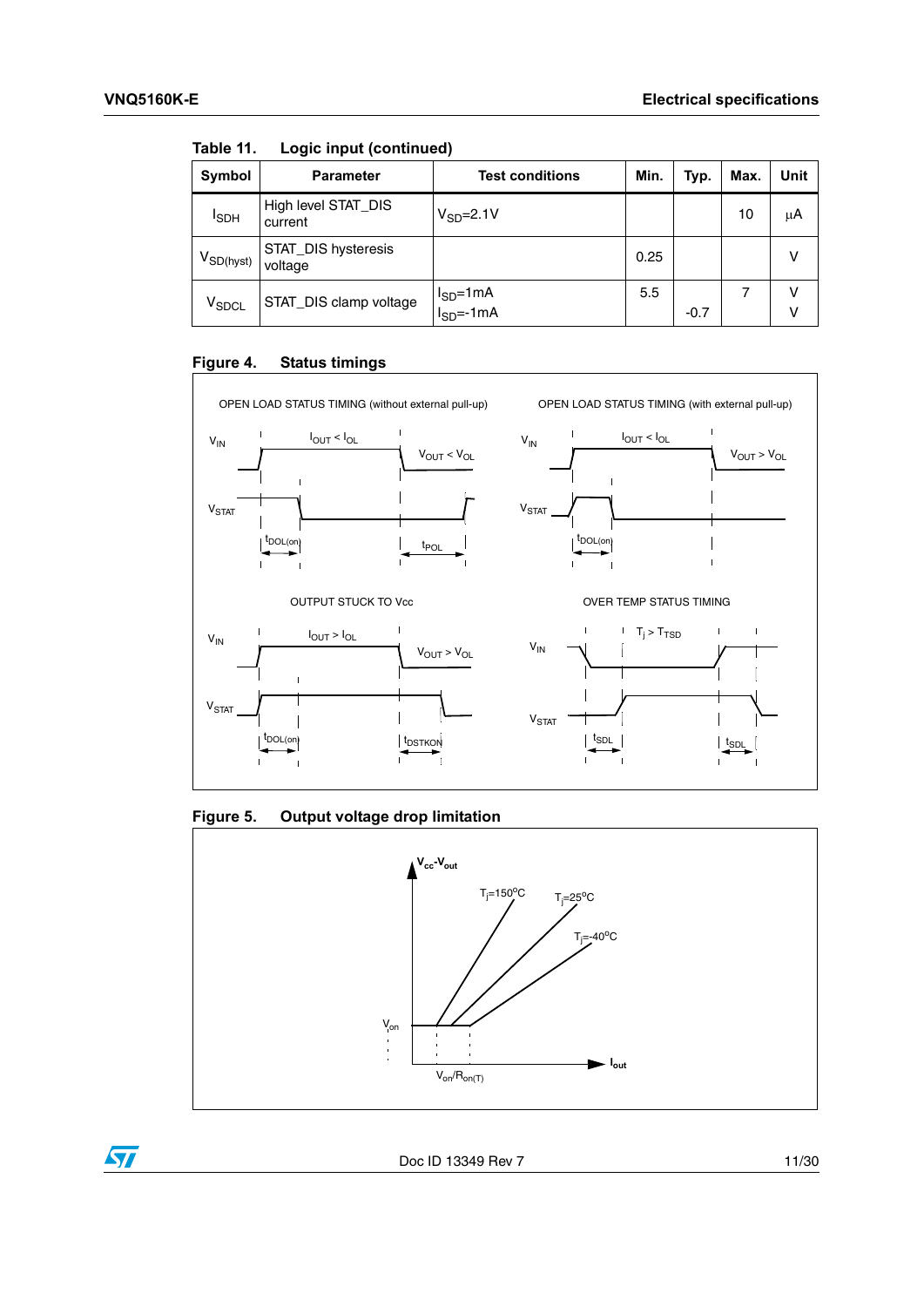Table 11. Logic input (continued)

| Symbol | Parameter | Test conditions | Min. | Typ. | Max. | Unit |
|---|---|---|---|---|---|---|
| $I_{SDH}$ | High level STAT_DIS current | $V_{SD}$=2.1V | | | 10 | µA |
| $V_{SD(hyst)}$ | STAT_DIS hysteresis voltage | | 0.25 | | | V |
| $V_{SDCL}$ | STAT_DIS clamp voltage | $I_{SD}$=1mA<br>$I_{SD}$=-1mA | 5.5 | <br>-0.7 | 7 | V<br>V |

Figure 4. Status timings

Figure 5. Output voltage drop limitation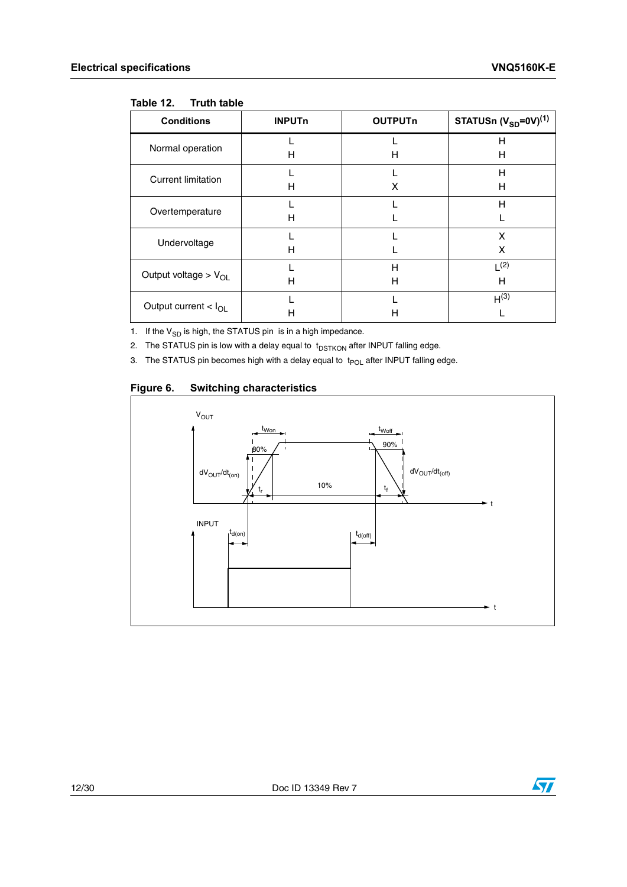Table 12. Truth table

| Conditions | INPUTn | OUTPUTn | STATUSn ($V_{SD}$=0V)[1] |
|---|---|---|---|
| Normal operation | L<br>H | L<br>H | H<br>H |
| Current limitation | L<br>H | L<br>X | H<br>H |
| Overtemperature | L<br>H | L<br>L | H<br>L |
| Undervoltage | L<br>H | L<br>L | X<br>X |
| Output voltage > $V_{OL}$ | L<br>H | H<br>H | L[2]<br>H |
| Output current < $I_{OL}$ | L<br>H | L<br>H | H[3]<br>L |

1. If the $V_{SD}$ is high, the STATUS pin is in a high impedance.
2. The STATUS pin is low with a delay equal to $t_{DSTKON}$ after INPUT falling edge.
3. The STATUS pin becomes high with a delay equal to $t_{POL}$ after INPUT falling edge.

**Figure 6. Switching characteristics**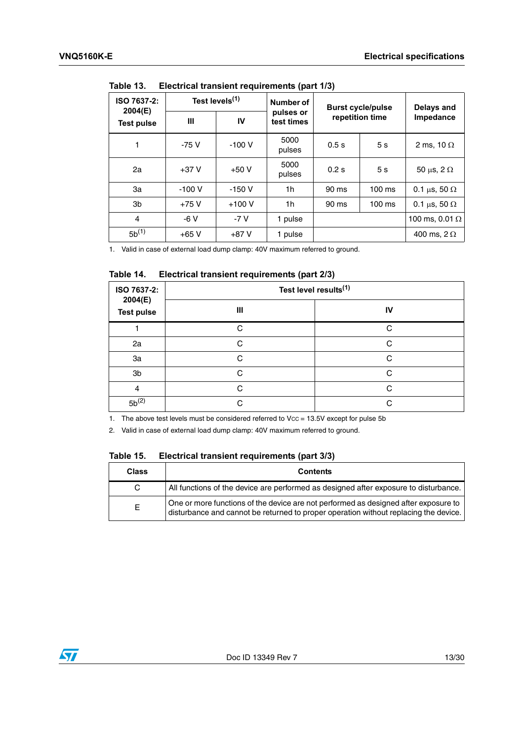Table 13. Electrical transient requirements (part 1/3)

| ISO 7637-2: 2004(E) Test pulse | Test levels[1] | | Number of pulses or test times | Burst cycle/pulse repetition time | | Delays and Impedance |
|---|---|---|---|---|---|---|
| | III | IV | | | | |
| 1 | -75 V | -100 V | 5000 pulses | 0.5 s | 5 s | 2 ms, 10 Ω |
| 2a | +37 V | +50 V | 5000 pulses | 0.2 s | 5 s | 50 µs, 2 Ω |
| 3a | -100 V | -150 V | 1h | 90 ms | 100 ms | 0.1 µs, 50 Ω |
| 3b | +75 V | +100 V | 1h | 90 ms | 100 ms | 0.1 µs, 50 Ω |
| 4 | -6 V | -7 V | 1 pulse | | | 100 ms, 0.01 Ω |
| 5b[1] | +65 V | +87 V | 1 pulse | | | 400 ms, 2 Ω |

1. Valid in case of external load dump clamp: 40V maximum referred to ground.

Table 14. Electrical transient requirements (part 2/3)

| ISO 7637-2: 2004(E) Test pulse | Test level results[1] | |
|---|---|---|
| | III | IV |
| 1 | C | C |
| 2a | C | C |
| 3a | C | C |
| 3b | C | C |
| 4 | C | C |
| 5b[2] | C | C |

1. The above test levels must be considered referred to $V_{CC}$ = 13.5V except for pulse 5b
2. Valid in case of external load dump clamp: 40V maximum referred to ground.

Table 15. Electrical transient requirements (part 3/3)

| Class | Contents |
|---|---|
| C | All functions of the device are performed as designed after exposure to disturbance. |
| E | One or more functions of the device are not performed as designed after exposure to disturbance and cannot be returned to proper operation without replacing the device. |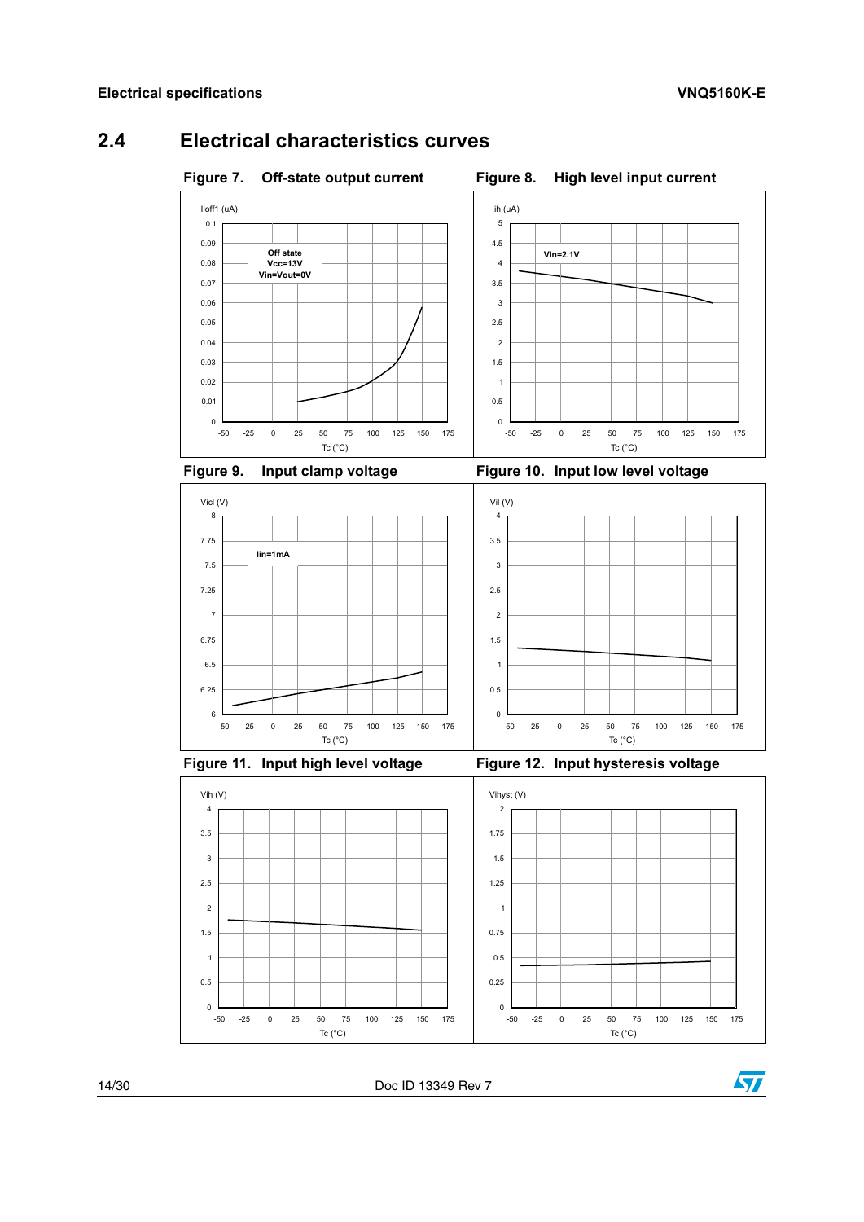## 2.4 Electrical characteristics curves

**Figure 7. Off-state output current**

**Figure 8. High level input current**

**Figure 9. Input clamp voltage**

**Figure 10. Input low level voltage**

**Figure 11. Input high level voltage**

**Figure 12. Input hysteresis voltage**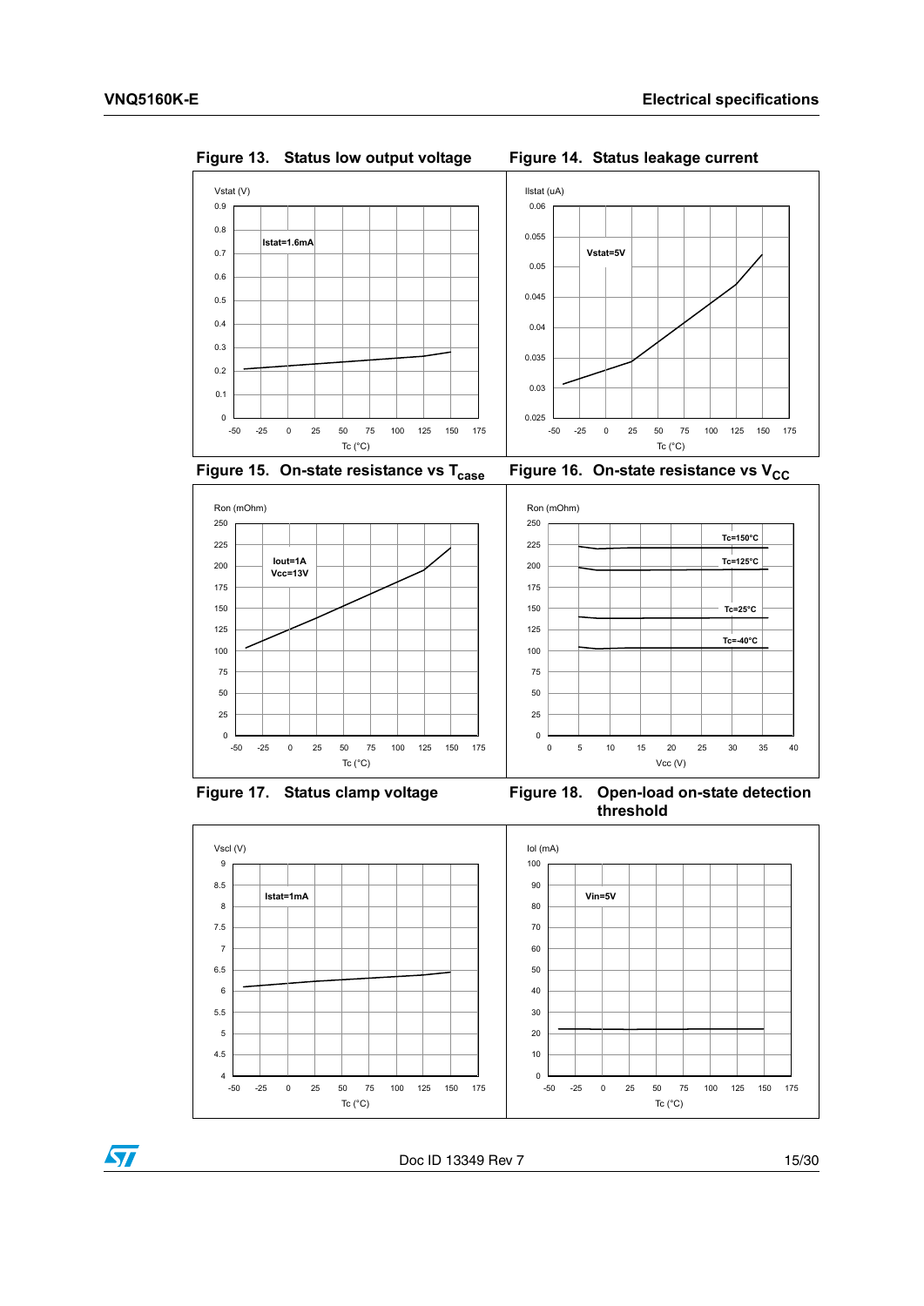Figure 13. Status low output voltage

Figure 14. Status leakage current

Figure 15. On-state resistance vs $T_{case}$

Figure 16. On-state resistance vs $V_{CC}$

Figure 17. Status clamp voltage

Figure 18. Open-load on-state detection threshold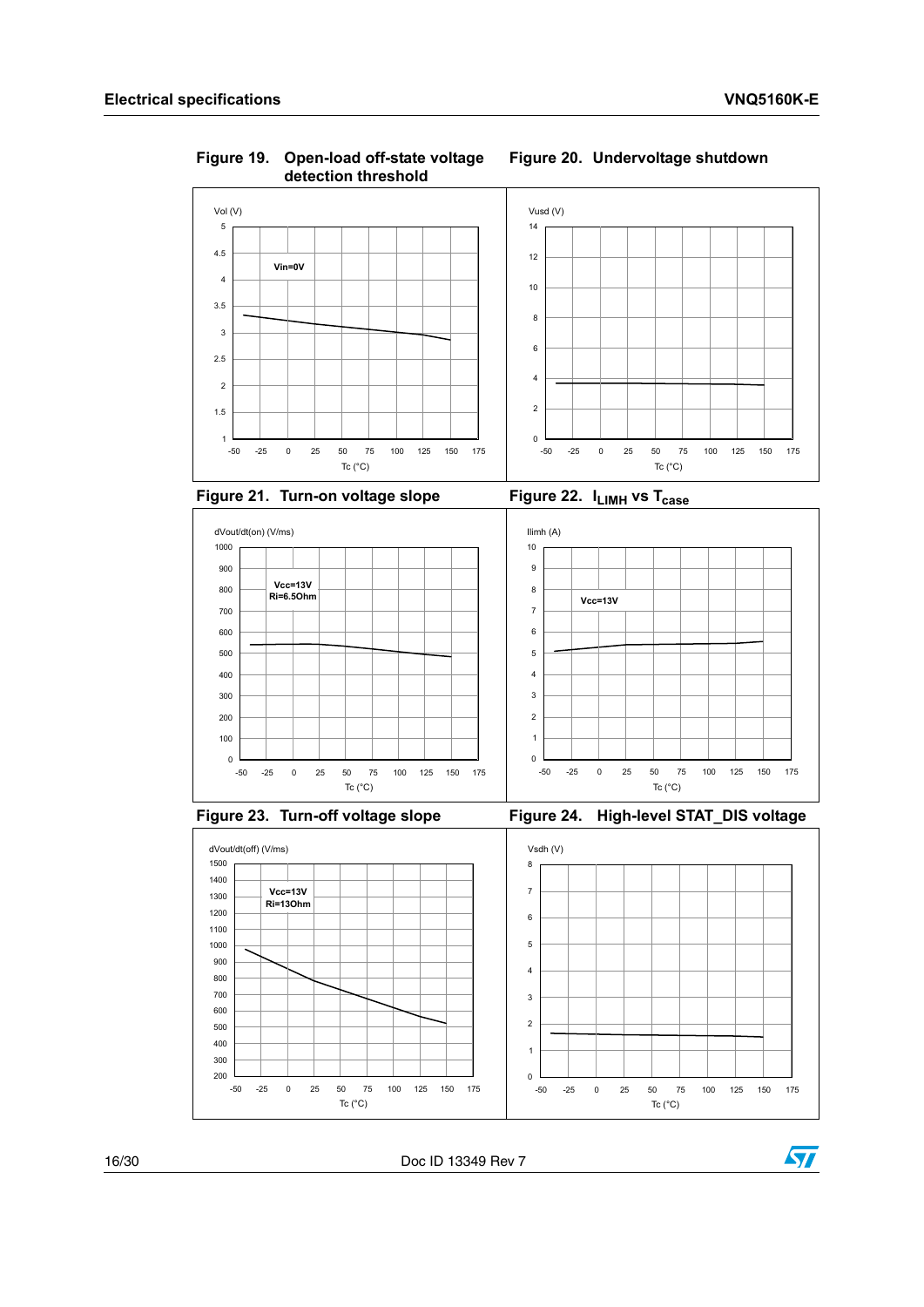Figure 19. Open-load off-state voltage detection threshold

Vol (V)

Vin=0V

Tc (°C)

Figure 20. Undervoltage shutdown

Vusd (V)

Tc (°C)

Figure 21. Turn-on voltage slope

dVout/dt(on) (V/ms)

Vcc=13V
Ri=6.5Ohm

Tc (°C)

Figure 22. $I_{LIMH}$ vs $T_{case}$

Ilimh (A)

Vcc=13V

Tc (°C)

Figure 23. Turn-off voltage slope

dVout/dt(off) (V/ms)

Vcc=13V
Ri=13Ohm

Tc (°C)

Figure 24. High-level STAT_DIS voltage

Vsdh (V)

Tc (°C)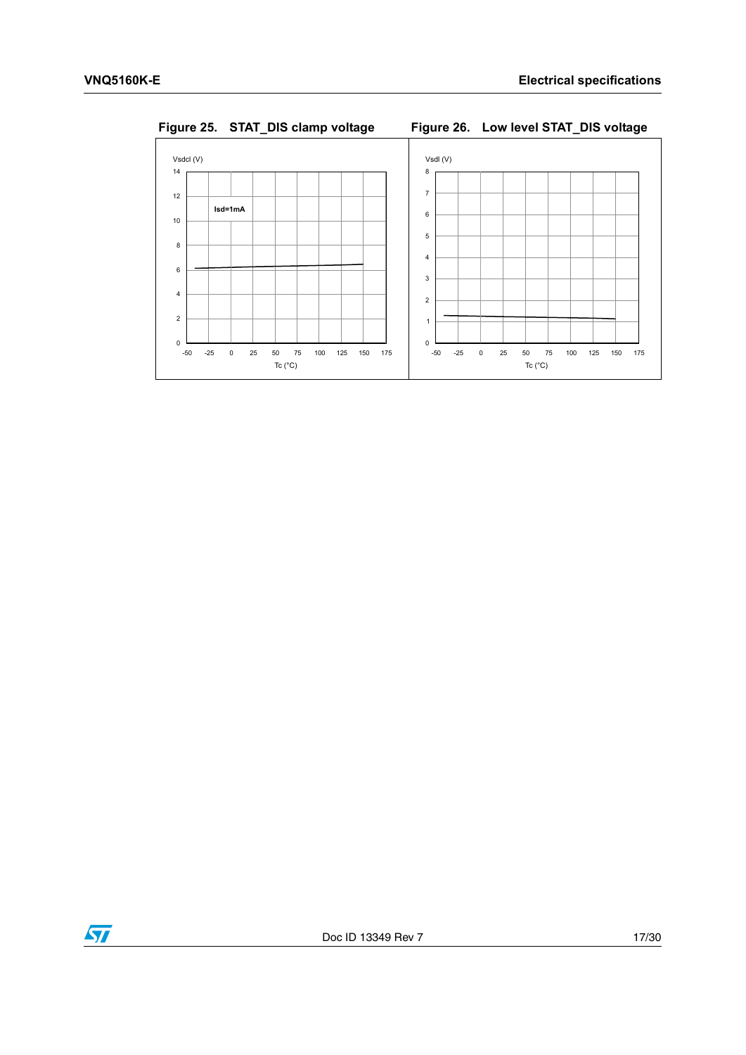Figure 25. STAT_DIS clamp voltage

Figure 26. Low level STAT_DIS voltage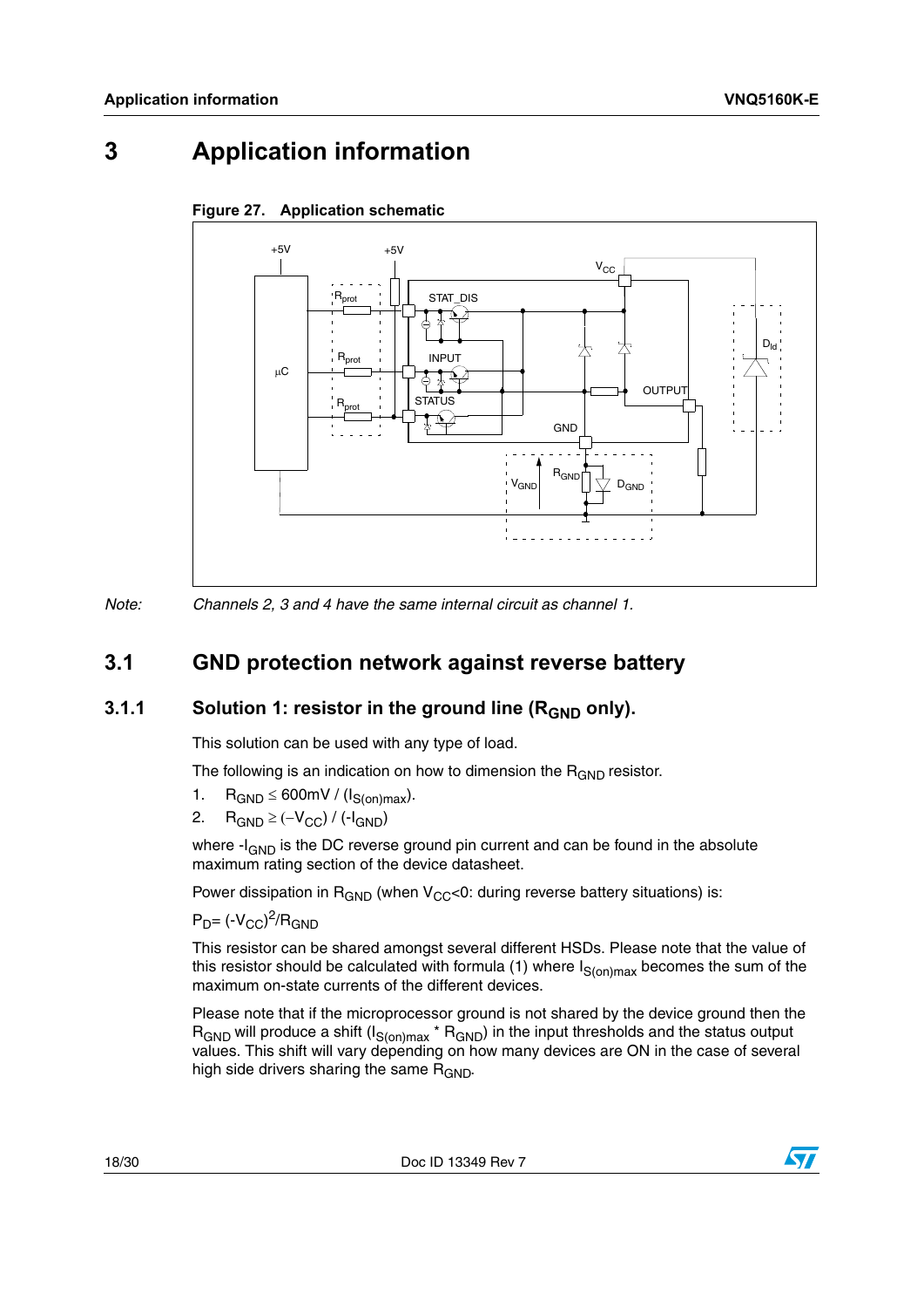# 3 Application information

**Figure 27. Application schematic**

*Note: Channels 2, 3 and 4 have the same internal circuit as channel 1.*

## 3.1 GND protection network against reverse battery

### 3.1.1 Solution 1: resistor in the ground line ($R_{GND}$ only).

This solution can be used with any type of load.

The following is an indication on how to dimension the $R_{GND}$ resistor.

1. $R_{GND} \leq 600mV / (I_{S(on)max})$.
2. $R_{GND} \geq (-V_{CC}) / (-I_{GND})$

where $-I_{GND}$ is the DC reverse ground pin current and can be found in the absolute maximum rating section of the device datasheet.

Power dissipation in $R_{GND}$ (when $V_{CC}$<0: during reverse battery situations) is:

$P_D = (-V_{CC})^2/R_{GND}$

This resistor can be shared amongst several different HSDs. Please note that the value of this resistor should be calculated with formula (1) where $I_{S(on)max}$ becomes the sum of the maximum on-state currents of the different devices.

Please note that if the microprocessor ground is not shared by the device ground then the $R_{GND}$ will produce a shift ($I_{S(on)max} * R_{GND}$) in the input thresholds and the status output values. This shift will vary depending on how many devices are ON in the case of several high side drivers sharing the same $R_{GND}$.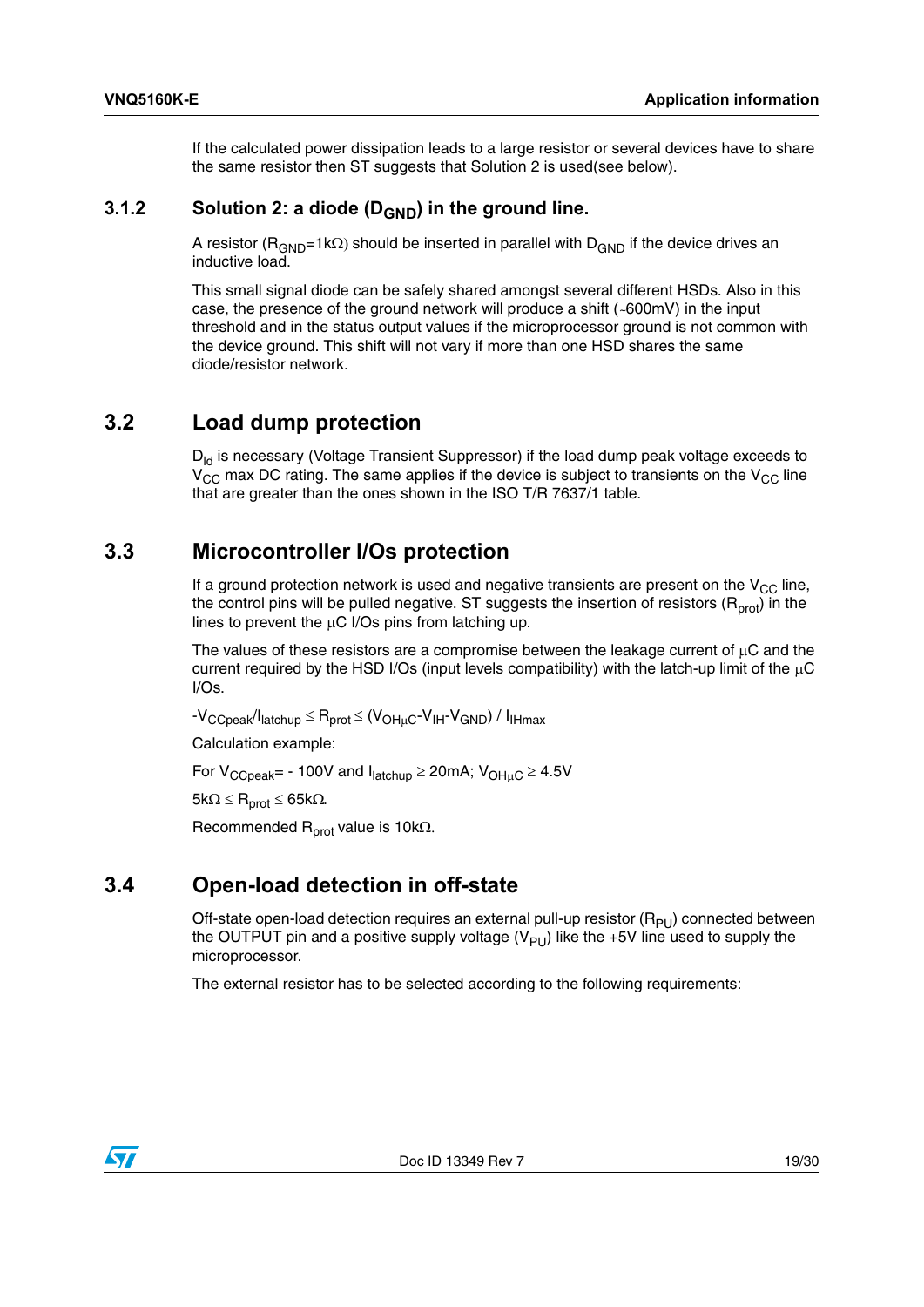If the calculated power dissipation leads to a large resistor or several devices have to share the same resistor then ST suggests that Solution 2 is used(see below).

### 3.1.2 Solution 2: a diode ($D_{GND}$) in the ground line.

A resistor ($R_{GND}$=1kΩ) should be inserted in parallel with $D_{GND}$ if the device drives an inductive load.

This small signal diode can be safely shared amongst several different HSDs. Also in this case, the presence of the ground network will produce a shift (~600mV) in the input threshold and in the status output values if the microprocessor ground is not common with the device ground. This shift will not vary if more than one HSD shares the same diode/resistor network.

## 3.2 Load dump protection

$D_{ld}$ is necessary (Voltage Transient Suppressor) if the load dump peak voltage exceeds to $V_{CC}$ max DC rating. The same applies if the device is subject to transients on the $V_{CC}$ line that are greater than the ones shown in the ISO T/R 7637/1 table.

## 3.3 Microcontroller I/Os protection

If a ground protection network is used and negative transients are present on the $V_{CC}$ line, the control pins will be pulled negative. ST suggests the insertion of resistors ($R_{prot}$) in the lines to prevent the µC I/Os pins from latching up.

The values of these resistors are a compromise between the leakage current of µC and the current required by the HSD I/Os (input levels compatibility) with the latch-up limit of the µC I/Os.

$-V_{CCpeak}/I_{latchup} \leq R_{prot} \leq (V_{OH\mu C}-V_{IH}-V_{GND}) / I_{IHmax}$

Calculation example:

For $V_{CCpeak}$= - 100V and $I_{latchup} \geq$ 20mA; $V_{OH\mu C} \geq$ 4.5V

$5k\Omega \leq R_{prot} \leq 65k\Omega$.

Recommended $R_{prot}$ value is 10kΩ.

## 3.4 Open-load detection in off-state

Off-state open-load detection requires an external pull-up resistor ($R_{PU}$) connected between the OUTPUT pin and a positive supply voltage ($V_{PU}$) like the +5V line used to supply the microprocessor.

The external resistor has to be selected according to the following requirements: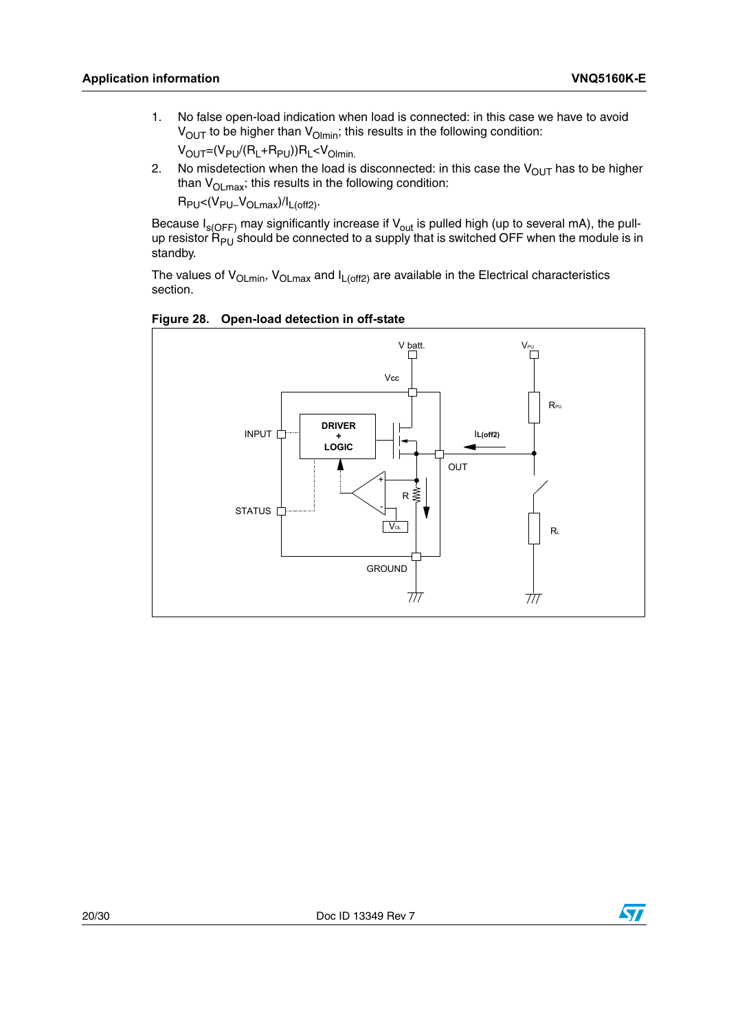1. No false open-load indication when load is connected: in this case we have to avoid $V_{OUT}$ to be higher than $V_{Olmin}$; this results in the following condition:
   $V_{OUT}=(V_{PU}/(R_L+R_{PU}))R_L<V_{Olmin}$.
2. No misdetection when the load is disconnected: in this case the $V_{OUT}$ has to be higher than $V_{OLmax}$; this results in the following condition:
   $R_{PU}<(V_{PU}–V_{OLmax})/I_{L(off2)}$.

Because $I_{s(OFF)}$ may significantly increase if $V_{out}$ is pulled high (up to several mA), the pull-up resistor $R_{PU}$ should be connected to a supply that is switched OFF when the module is in standby.

The values of $V_{OLmin}$, $V_{OLmax}$ and $I_{L(off2)}$ are available in the Electrical characteristics section.

**Figure 28. Open-load detection in off-state**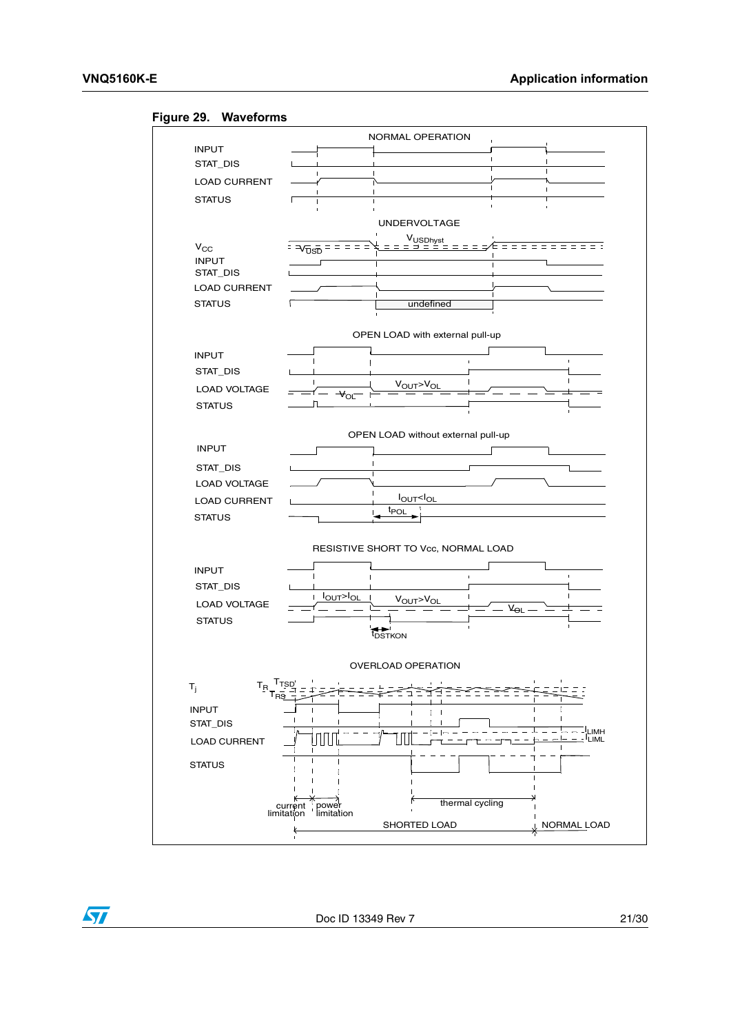**Figure 29. Waveforms**

NORMAL OPERATION

INPUT

STAT_DIS

LOAD CURRENT

STATUS

UNDERVOLTAGE

$V_{CC}$

$V_{USD}$

$V_{USDhyst}$

INPUT

STAT_DIS

LOAD CURRENT

STATUS

undefined

OPEN LOAD with external pull-up

INPUT

STAT_DIS

LOAD VOLTAGE

$V_{OL}$

$V_{OUT}>V_{OL}$

STATUS

OPEN LOAD without external pull-up

INPUT

STAT_DIS

LOAD VOLTAGE

LOAD CURRENT

$I_{OUT}<I_{OL}$

STATUS

$t_{POL}$

RESISTIVE SHORT TO Vcc, NORMAL LOAD

INPUT

STAT_DIS

LOAD VOLTAGE

$I_{OUT}>I_{OL}$

$V_{OUT}>V_{OL}$

$V_{OL}$

STATUS

$t_{DSTKON}$

OVERLOAD OPERATION

$T_j$

$T_R$

$T_{TSD}$

$T_{RS}$

INPUT

STAT_DIS

LOAD CURRENT

$I_{LIMH}$

$I_{LIML}$

STATUS

current limitation

power limitation

thermal cycling

SHORTED LOAD

NORMAL LOAD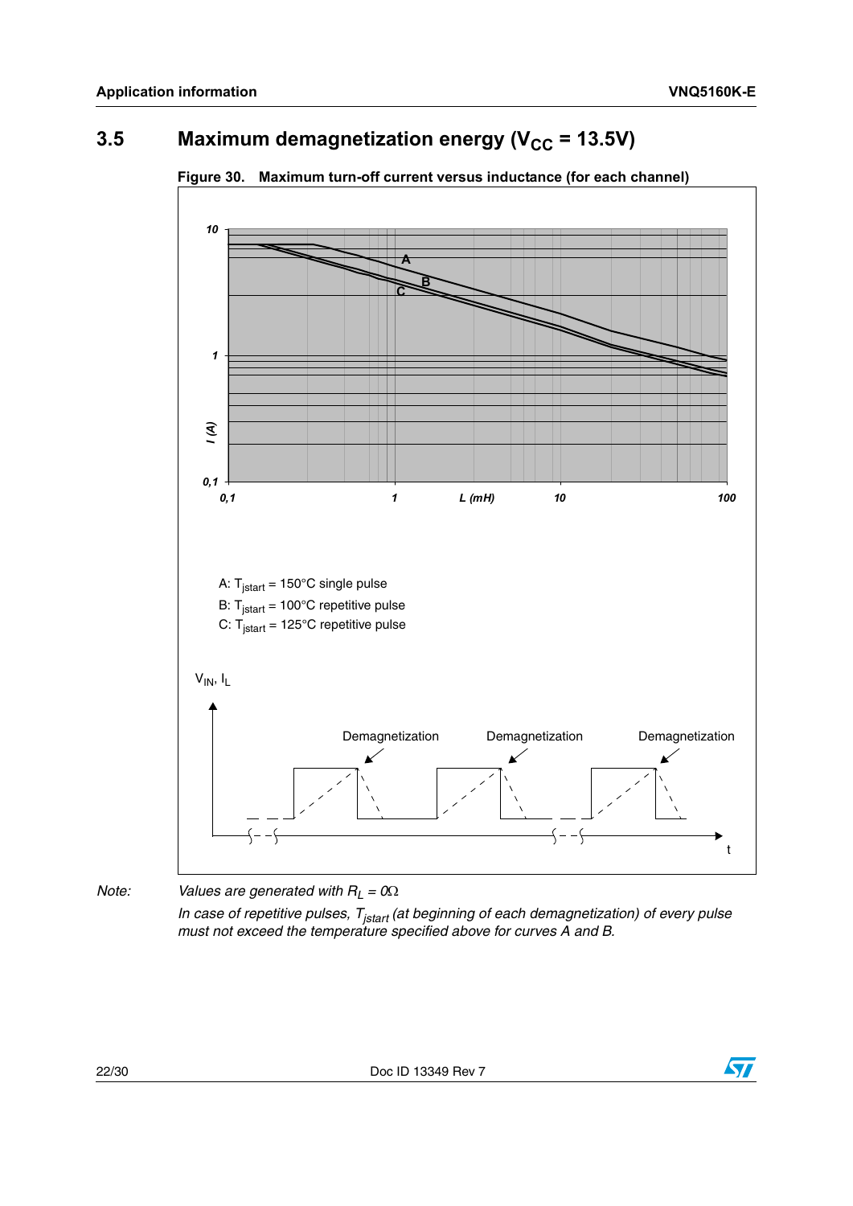## 3.5 Maximum demagnetization energy ($V_{CC}$ = 13.5V)

**Figure 30. Maximum turn-off current versus inductance (for each channel)**

A: $T_{jstart}$ = 150°C single pulse

B: $T_{jstart}$ = 100°C repetitive pulse

C: $T_{jstart}$ = 125°C repetitive pulse

*Note:* *Values are generated with $R_L = 0\Omega$*

*In case of repetitive pulses, $T_{jstart}$ (at beginning of each demagnetization) of every pulse must not exceed the temperature specified above for curves A and B.*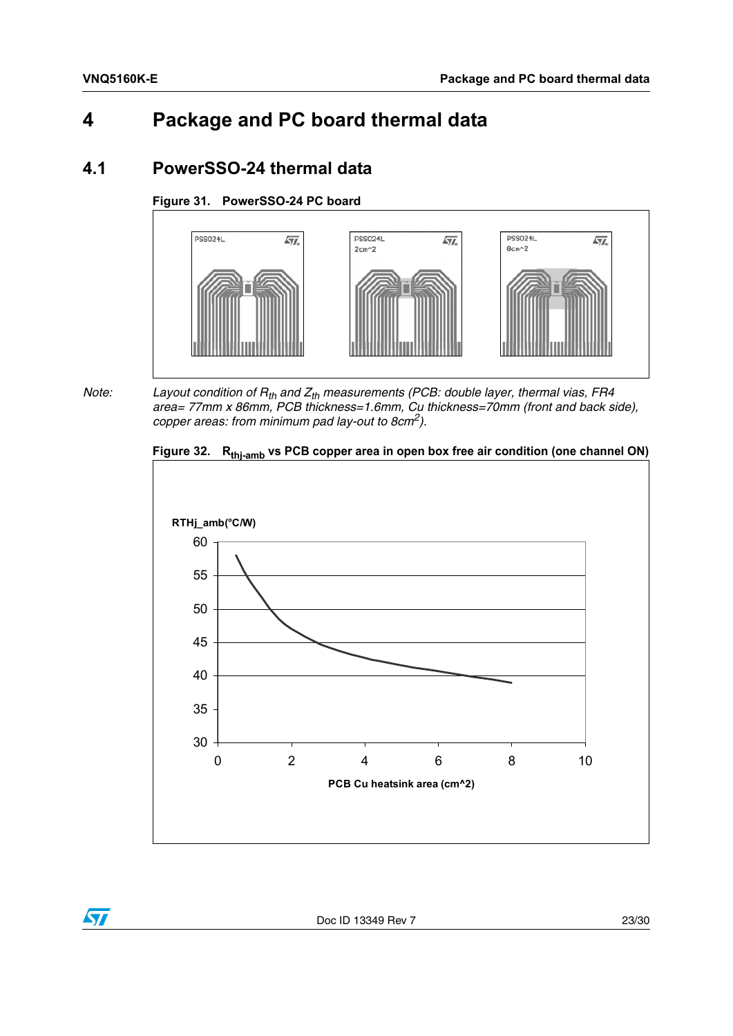# 4 Package and PC board thermal data

## 4.1 PowerSSO-24 thermal data

**Figure 31. PowerSSO-24 PC board**

*Note:* *Layout condition of $R_{th}$ and $Z_{th}$ measurements (PCB: double layer, thermal vias, FR4 area= 77mm x 86mm, PCB thickness=1.6mm, Cu thickness=70mm (front and back side), copper areas: from minimum pad lay-out to 8cm$^2$).*

**Figure 32. $R_{thj\text{-}amb}$ vs PCB copper area in open box free air condition (one channel ON)**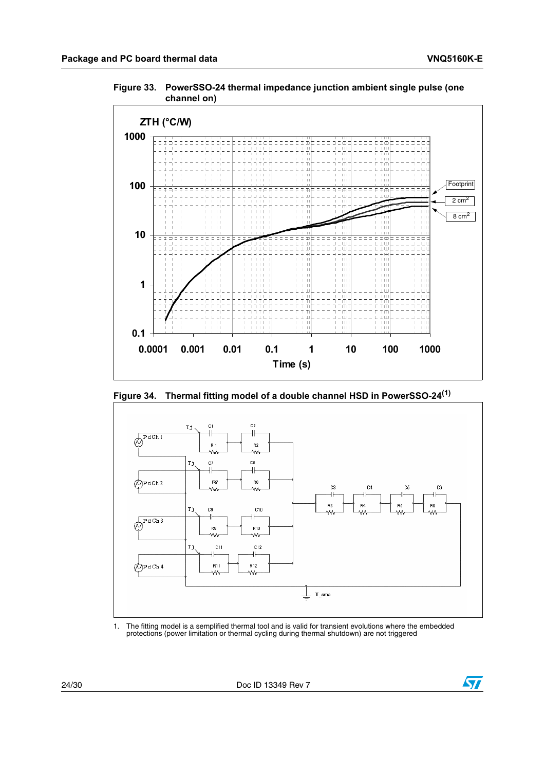Figure 33. PowerSSO-24 thermal impedance junction ambient single pulse (one channel on)

Figure 34. Thermal fitting model of a double channel HSD in PowerSSO-24(1)

1. The fitting model is a semplified thermal tool and is valid for transient evolutions where the embedded protections (power limitation or thermal cycling during thermal shutdown) are not triggered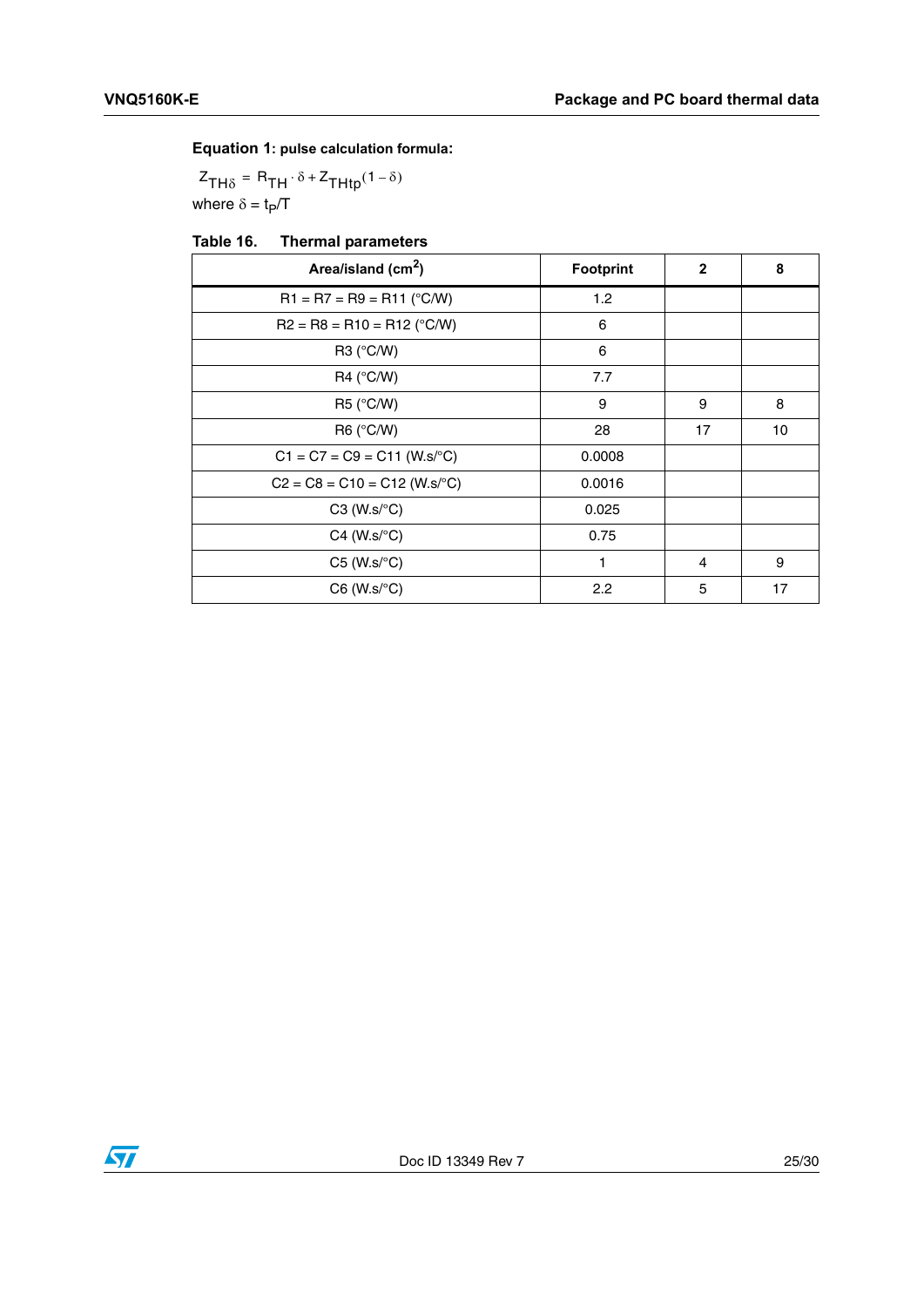**Equation 1: pulse calculation formula:**

$$Z_{TH\delta} = R_{TH} \cdot \delta + Z_{THtp}(1 - \delta)$$

where $\delta = t_P/T$

**Table 16. Thermal parameters**

| Area/island ($cm^2$) | Footprint | 2 | 8 |
|---|---|---|---|
| R1 = R7 = R9 = R11 (°C/W) | 1.2 | | |
| R2 = R8 = R10 = R12 (°C/W) | 6 | | |
| R3 (°C/W) | 6 | | |
| R4 (°C/W) | 7.7 | | |
| R5 (°C/W) | 9 | 9 | 8 |
| R6 (°C/W) | 28 | 17 | 10 |
| C1 = C7 = C9 = C11 (W.s/°C) | 0.0008 | | |
| C2 = C8 = C10 = C12 (W.s/°C) | 0.0016 | | |
| C3 (W.s/°C) | 0.025 | | |
| C4 (W.s/°C) | 0.75 | | |
| C5 (W.s/°C) | 1 | 4 | 9 |
| C6 (W.s/°C) | 2.2 | 5 | 17 |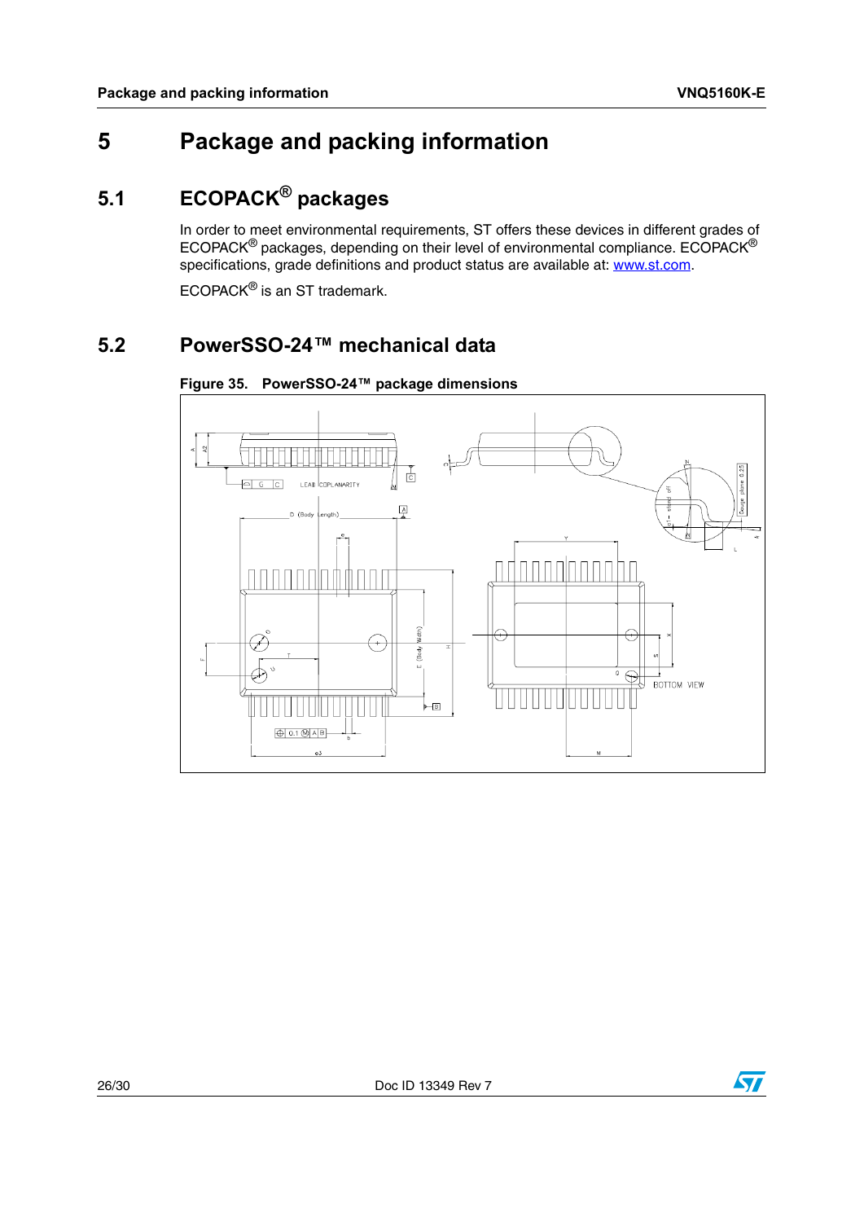# 5 Package and packing information

## 5.1 ECOPACK® packages

In order to meet environmental requirements, ST offers these devices in different grades of ECOPACK® packages, depending on their level of environmental compliance. ECOPACK® specifications, grade definitions and product status are available at: www.st.com.

ECOPACK® is an ST trademark.

## 5.2 PowerSSO-24™ mechanical data

**Figure 35. PowerSSO-24™ package dimensions**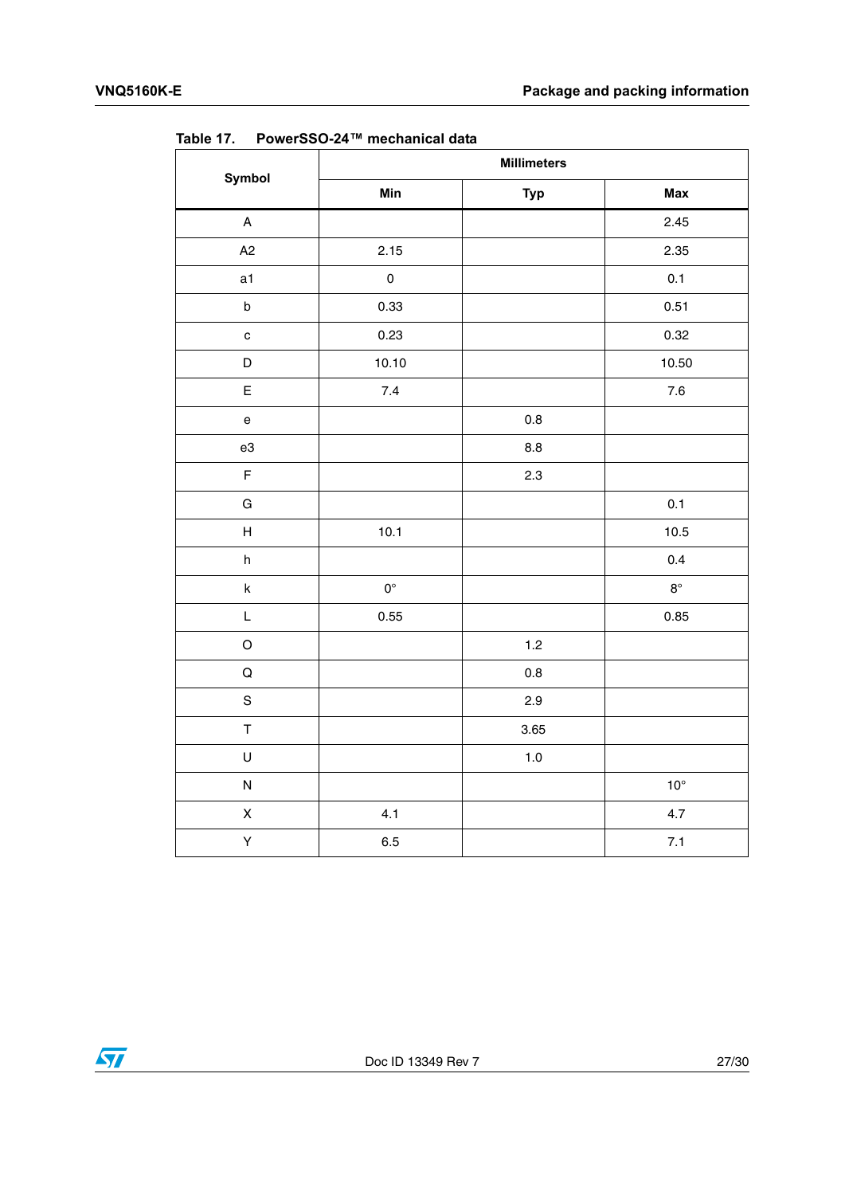Table 17. PowerSSO-24™ mechanical data

| Symbol | Millimeters | | |
|---|---|---|---|
| | Min | Typ | Max |
| A | | | 2.45 |
| A2 | 2.15 | | 2.35 |
| a1 | 0 | | 0.1 |
| b | 0.33 | | 0.51 |
| c | 0.23 | | 0.32 |
| D | 10.10 | | 10.50 |
| E | 7.4 | | 7.6 |
| e | | 0.8 | |
| e3 | | 8.8 | |
| F | | 2.3 | |
| G | | | 0.1 |
| H | 10.1 | | 10.5 |
| h | | | 0.4 |
| k | 0° | | 8° |
| L | 0.55 | | 0.85 |
| O | | 1.2 | |
| Q | | 0.8 | |
| S | | 2.9 | |
| T | | 3.65 | |
| U | | 1.0 | |
| N | | | 10° |
| X | 4.1 | | 4.7 |
| Y | 6.5 | | 7.1 |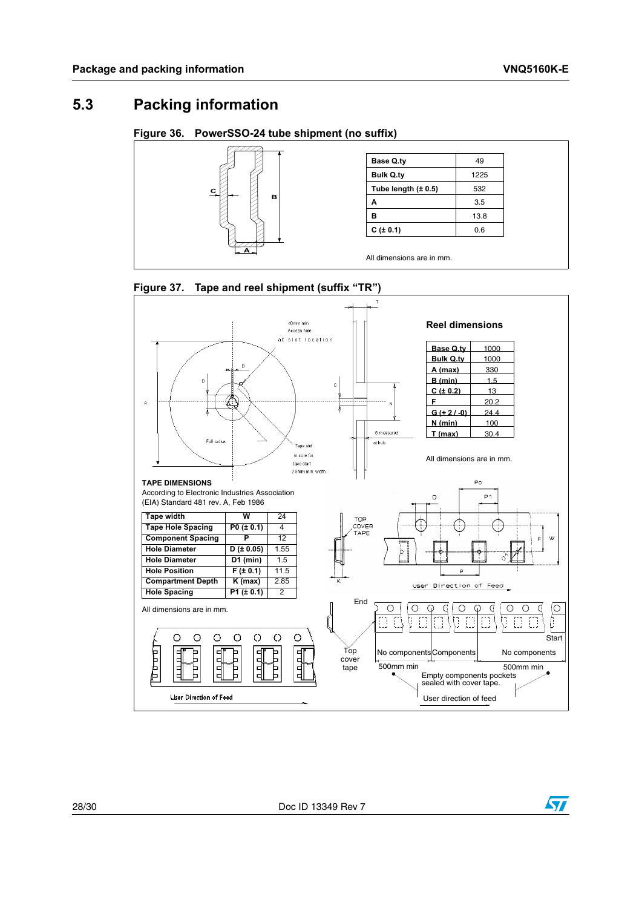## 5.3 Packing information

**Figure 36. PowerSSO-24 tube shipment (no suffix)**

| Base Q.ty | 49 |
|---|---|
| Bulk Q.ty | 1225 |
| Tube length (± 0.5) | 532 |
| A | 3.5 |
| B | 13.8 |
| C (± 0.1) | 0.6 |

All dimensions are in mm.

**Figure 37. Tape and reel shipment (suffix "TR")**

**Reel dimensions**

| Base Q.ty | 1000 |
|---|---|
| Bulk Q.ty | 1000 |
| A (max) | 330 |
| B (min) | 1.5 |
| C (± 0.2) | 13 |
| F | 20.2 |
| G (+ 2 / -0) | 24.4 |
| N (min) | 100 |
| T (max) | 30.4 |

All dimensions are in mm.

**TAPE DIMENSIONS**

According to Electronic Industries Association (EIA) Standard 481 rev. A, Feb 1986

| Tape width | W | 24 |
|---|---|---|
| Tape Hole Spacing | P0 (± 0.1) | 4 |
| Component Spacing | P | 12 |
| Hole Diameter | D (± 0.05) | 1.55 |
| Hole Diameter | D1 (min) | 1.5 |
| Hole Position | F (± 0.1) | 11.5 |
| Compartment Depth | K (max) | 2.85 |
| Hole Spacing | P1 (± 0.1) | 2 |

All dimensions are in mm.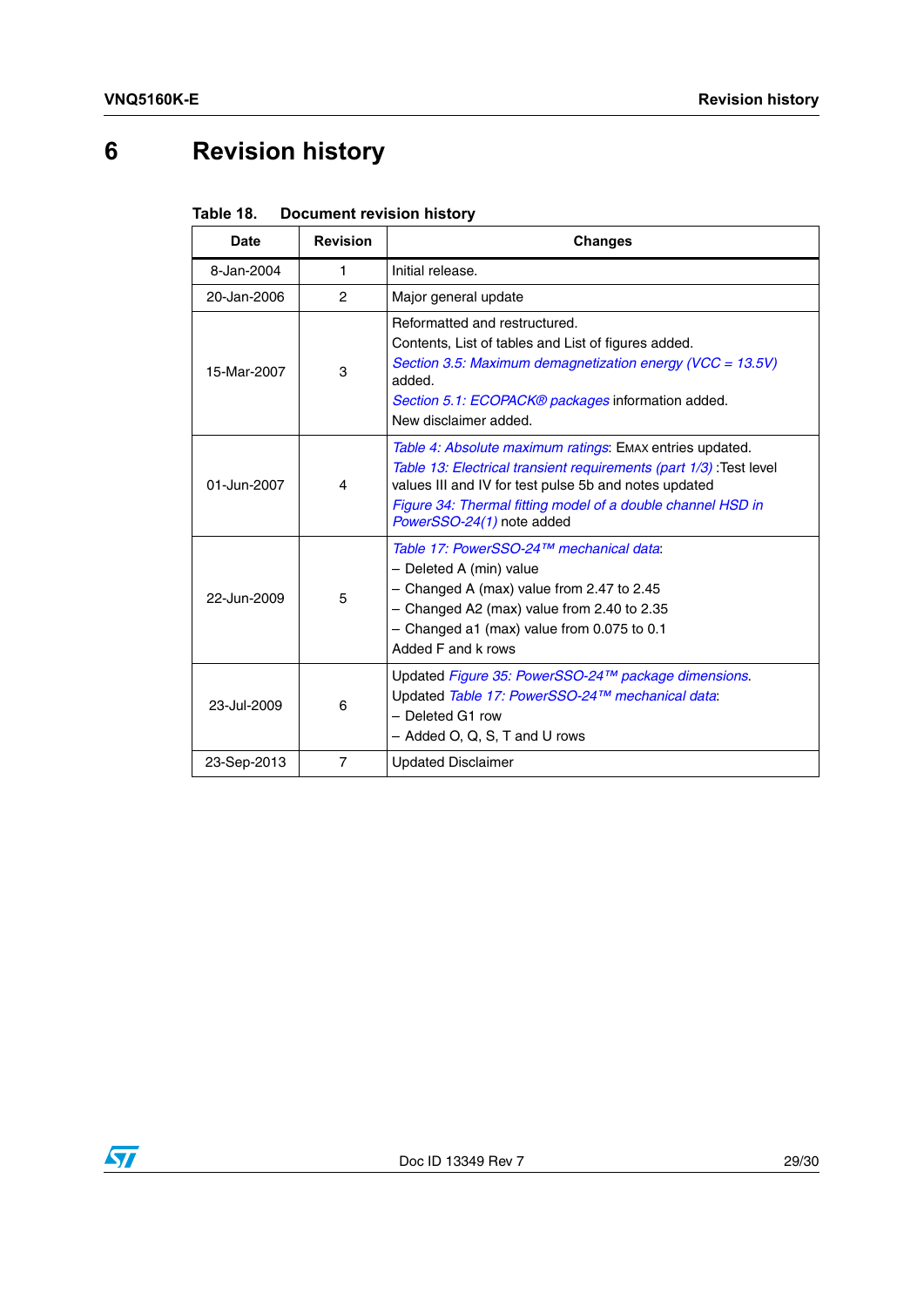# 6 Revision history

**Table 18. Document revision history**

| Date | Revision | Changes |
|---|---|---|
| 8-Jan-2004 | 1 | Initial release. |
| 20-Jan-2006 | 2 | Major general update |
| 15-Mar-2007 | 3 | Reformatted and restructured.<br>Contents, List of tables and List of figures added.<br>*Section 3.5: Maximum demagnetization energy (VCC = 13.5V)* added.<br>*Section 5.1: ECOPACK® packages* information added.<br>New disclaimer added. |
| 01-Jun-2007 | 4 | *Table 4: Absolute maximum ratings*: EMAX entries updated.<br>*Table 13: Electrical transient requirements (part 1/3)* :Test level values III and IV for test pulse 5b and notes updated<br>*Figure 34: Thermal fitting model of a double channel HSD in PowerSSO-24(1)* note added |
| 22-Jun-2009 | 5 | *Table 17: PowerSSO-24™ mechanical data*:<br>– Deleted A (min) value<br>– Changed A (max) value from 2.47 to 2.45<br>– Changed A2 (max) value from 2.40 to 2.35<br>– Changed a1 (max) value from 0.075 to 0.1<br>Added F and k rows |
| 23-Jul-2009 | 6 | Updated *Figure 35: PowerSSO-24™ package dimensions.*<br>Updated *Table 17: PowerSSO-24™ mechanical data*:<br>– Deleted G1 row<br>– Added O, Q, S, T and U rows |
| 23-Sep-2013 | 7 | Updated Disclaimer |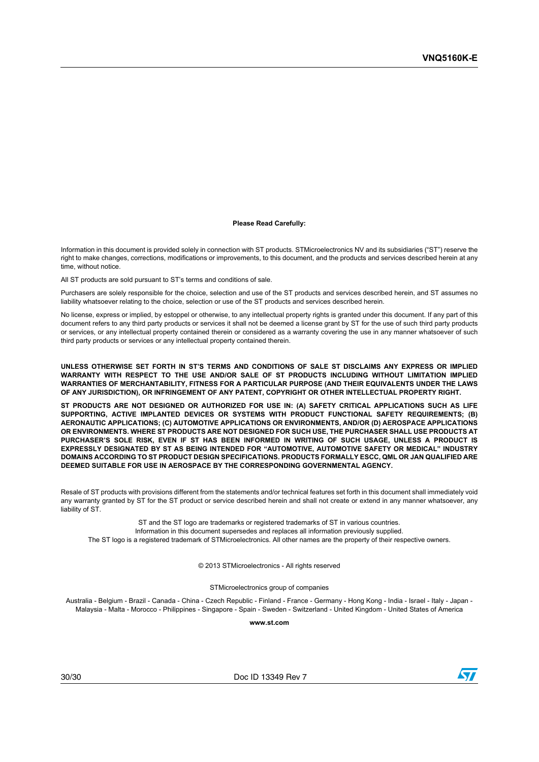**Please Read Carefully:**

Information in this document is provided solely in connection with ST products. STMicroelectronics NV and its subsidiaries (“ST”) reserve the right to make changes, corrections, modifications or improvements, to this document, and the products and services described herein at any time, without notice.

All ST products are sold pursuant to ST’s terms and conditions of sale.

Purchasers are solely responsible for the choice, selection and use of the ST products and services described herein, and ST assumes no liability whatsoever relating to the choice, selection or use of the ST products and services described herein.

No license, express or implied, by estoppel or otherwise, to any intellectual property rights is granted under this document. If any part of this document refers to any third party products or services it shall not be deemed a license grant by ST for the use of such third party products or services, or any intellectual property contained therein or considered as a warranty covering the use in any manner whatsoever of such third party products or services or any intellectual property contained therein.

**UNLESS OTHERWISE SET FORTH IN ST’S TERMS AND CONDITIONS OF SALE ST DISCLAIMS ANY EXPRESS OR IMPLIED WARRANTY WITH RESPECT TO THE USE AND/OR SALE OF ST PRODUCTS INCLUDING WITHOUT LIMITATION IMPLIED WARRANTIES OF MERCHANTABILITY, FITNESS FOR A PARTICULAR PURPOSE (AND THEIR EQUIVALENTS UNDER THE LAWS OF ANY JURISDICTION), OR INFRINGEMENT OF ANY PATENT, COPYRIGHT OR OTHER INTELLECTUAL PROPERTY RIGHT.**

**ST PRODUCTS ARE NOT DESIGNED OR AUTHORIZED FOR USE IN: (A) SAFETY CRITICAL APPLICATIONS SUCH AS LIFE SUPPORTING, ACTIVE IMPLANTED DEVICES OR SYSTEMS WITH PRODUCT FUNCTIONAL SAFETY REQUIREMENTS; (B) AERONAUTIC APPLICATIONS; (C) AUTOMOTIVE APPLICATIONS OR ENVIRONMENTS, AND/OR (D) AEROSPACE APPLICATIONS OR ENVIRONMENTS. WHERE ST PRODUCTS ARE NOT DESIGNED FOR SUCH USE, THE PURCHASER SHALL USE PRODUCTS AT PURCHASER’S SOLE RISK, EVEN IF ST HAS BEEN INFORMED IN WRITING OF SUCH USAGE, UNLESS A PRODUCT IS EXPRESSLY DESIGNATED BY ST AS BEING INTENDED FOR “AUTOMOTIVE, AUTOMOTIVE SAFETY OR MEDICAL” INDUSTRY DOMAINS ACCORDING TO ST PRODUCT DESIGN SPECIFICATIONS. PRODUCTS FORMALLY ESCC, QML OR JAN QUALIFIED ARE DEEMED SUITABLE FOR USE IN AEROSPACE BY THE CORRESPONDING GOVERNMENTAL AGENCY.**

Resale of ST products with provisions different from the statements and/or technical features set forth in this document shall immediately void any warranty granted by ST for the ST product or service described herein and shall not create or extend in any manner whatsoever, any liability of ST.

ST and the ST logo are trademarks or registered trademarks of ST in various countries.
Information in this document supersedes and replaces all information previously supplied.
The ST logo is a registered trademark of STMicroelectronics. All other names are the property of their respective owners.

© 2013 STMicroelectronics - All rights reserved

STMicroelectronics group of companies

Australia - Belgium - Brazil - Canada - China - Czech Republic - Finland - France - Germany - Hong Kong - India - Israel - Italy - Japan - Malaysia - Malta - Morocco - Philippines - Singapore - Spain - Sweden - Switzerland - United Kingdom - United States of America

**www.st.com**